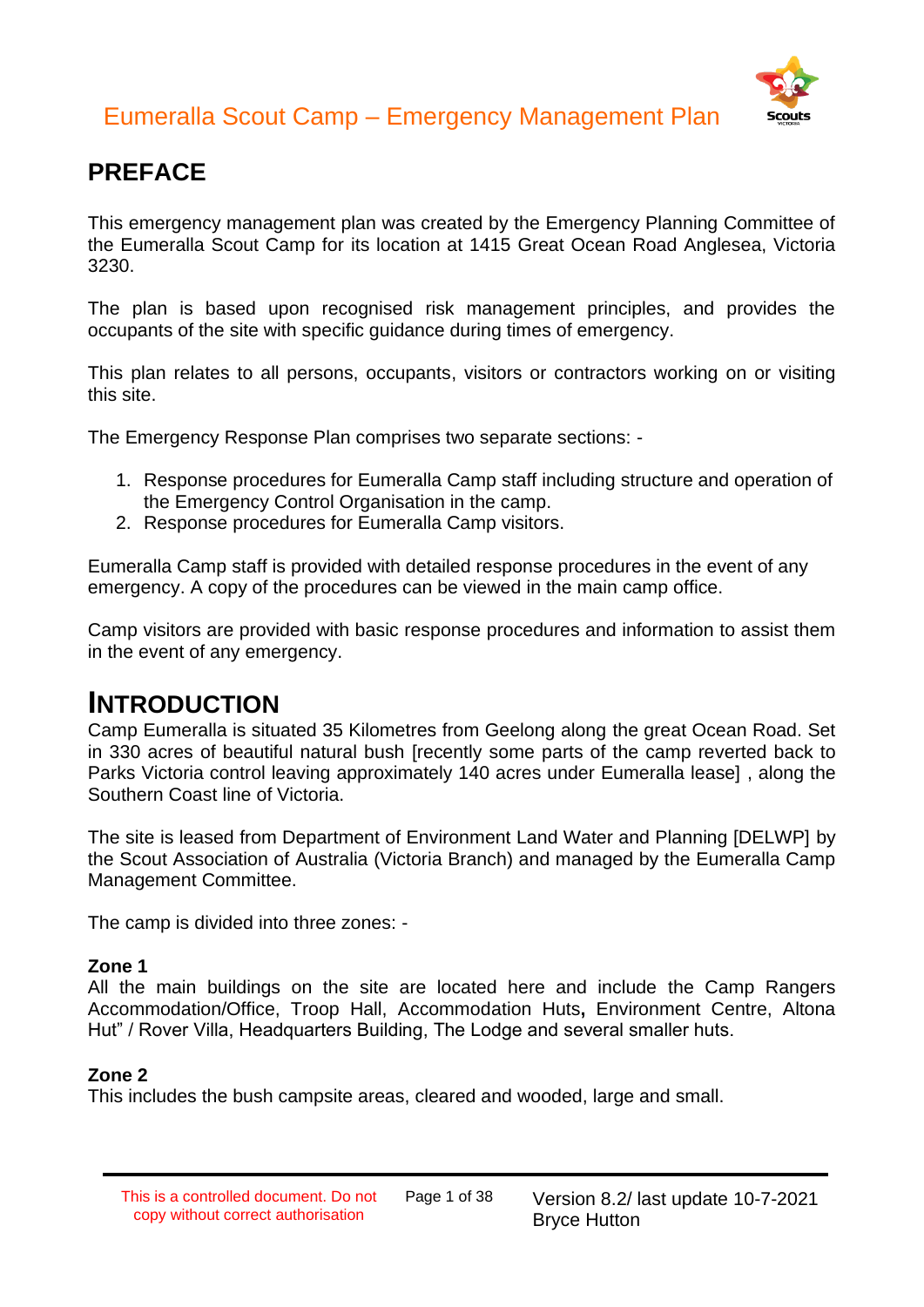# Eumeralla Scout Camp – Emergency Management Plan

## PREFACE

This emergency management plan was created by the Emergency Planning Committee of the Eumeralla Scout Camp for its location at 1415 Great Ocean Road Anglesea, Victoria 3230.

The plan is based upon recognised risk management principles, and provides the occupants of the site with specific guidance during times of emergency.

This plan relates to all persons, occupants, visitors or contractors working on or visiting this site.

The Emergency Response Plan comprises two separate sections: -

1. Response procedures for Eumeralla Camp staff including structure and operation of the Emergency Control Organisation in the camp.
2. Response procedures for Eumeralla Camp visitors.

Eumeralla Camp staff is provided with detailed response procedures in the event of any emergency. A copy of the procedures can be viewed in the main camp office.

Camp visitors are provided with basic response procedures and information to assist them in the event of any emergency.

## INTRODUCTION

Camp Eumeralla is situated 35 Kilometres from Geelong along the great Ocean Road. Set in 330 acres of beautiful natural bush [recently some parts of the camp reverted back to Parks Victoria control leaving approximately 140 acres under Eumeralla lease] , along the Southern Coast line of Victoria.

The site is leased from Department of Environment Land Water and Planning [DELWP] by the Scout Association of Australia (Victoria Branch) and managed by the Eumeralla Camp Management Committee.

The camp is divided into three zones: -

**Zone 1**
All the main buildings on the site are located here and include the Camp Rangers Accommodation/Office, Troop Hall, Accommodation Huts**,** Environment Centre, Altona Hut" / Rover Villa, Headquarters Building, The Lodge and several smaller huts.

**Zone 2**
This includes the bush campsite areas, cleared and wooded, large and small.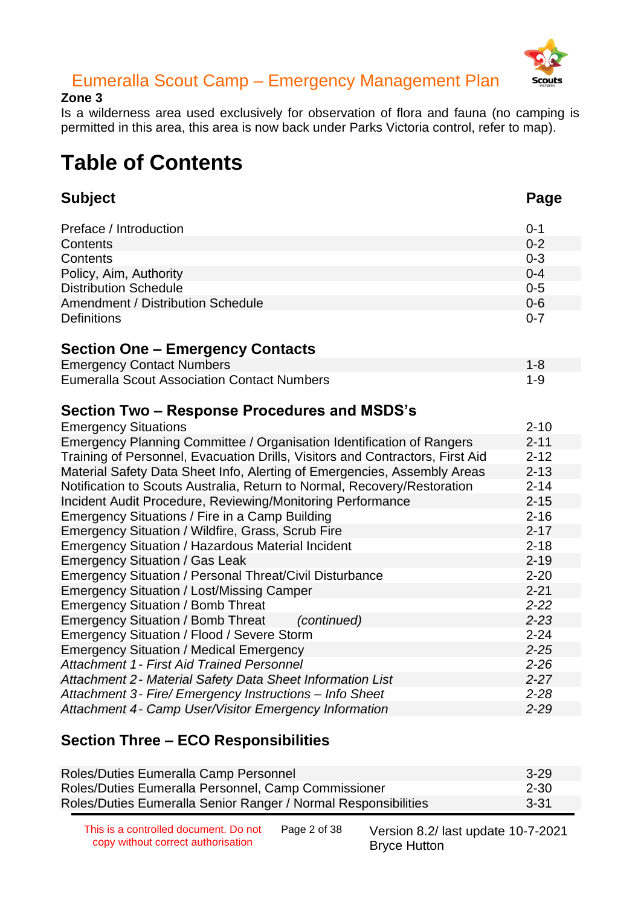**Zone 3**
Is a wilderness area used exclusively for observation of flora and fauna (no camping is permitted in this area, this area is now back under Parks Victoria control, refer to map).

# Table of Contents

| Subject | Page |
|---|---|
| Preface / Introduction | 0-1 |
| Contents | 0-2 |
| Contents | 0-3 |
| Policy, Aim, Authority | 0-4 |
| Distribution Schedule | 0-5 |
| Amendment / Distribution Schedule | 0-6 |
| Definitions | 0-7 |

## Section One – Emergency Contacts

| | |
|---|---|
| Emergency Contact Numbers | 1-8 |
| Eumeralla Scout Association Contact Numbers | 1-9 |

## Section Two – Response Procedures and MSDS's

| | |
|---|---|
| Emergency Situations | 2-10 |
| Emergency Planning Committee / Organisation Identification of Rangers | 2-11 |
| Training of Personnel, Evacuation Drills, Visitors and Contractors, First Aid | 2-12 |
| Material Safety Data Sheet Info, Alerting of Emergencies, Assembly Areas | 2-13 |
| Notification to Scouts Australia, Return to Normal, Recovery/Restoration | 2-14 |
| Incident Audit Procedure, Reviewing/Monitoring Performance | 2-15 |
| Emergency Situations / Fire in a Camp Building | 2-16 |
| Emergency Situation / Wildfire, Grass, Scrub Fire | 2-17 |
| Emergency Situation / Hazardous Material Incident | 2-18 |
| Emergency Situation / Gas Leak | 2-19 |
| Emergency Situation / Personal Threat/Civil Disturbance | 2-20 |
| Emergency Situation / Lost/Missing Camper | 2-21 |
| Emergency Situation / Bomb Threat | *2-22* |
| Emergency Situation / Bomb Threat *(continued)* | *2-23* |
| Emergency Situation / Flood / Severe Storm | 2-24 |
| Emergency Situation / Medical Emergency | *2-25* |
| *Attachment 1 - First Aid Trained Personnel* | *2-26* |
| *Attachment 2 - Material Safety Data Sheet Information List* | *2-27* |
| *Attachment 3 - Fire/ Emergency Instructions – Info Sheet* | *2-28* |
| *Attachment 4 - Camp User/Visitor Emergency Information* | *2-29* |

## Section Three – ECO Responsibilities

| | |
|---|---|
| Roles/Duties Eumeralla Camp Personnel | 3-29 |
| Roles/Duties Eumeralla Personnel, Camp Commissioner | 2-30 |
| Roles/Duties Eumeralla Senior Ranger / Normal Responsibilities | 3-31 |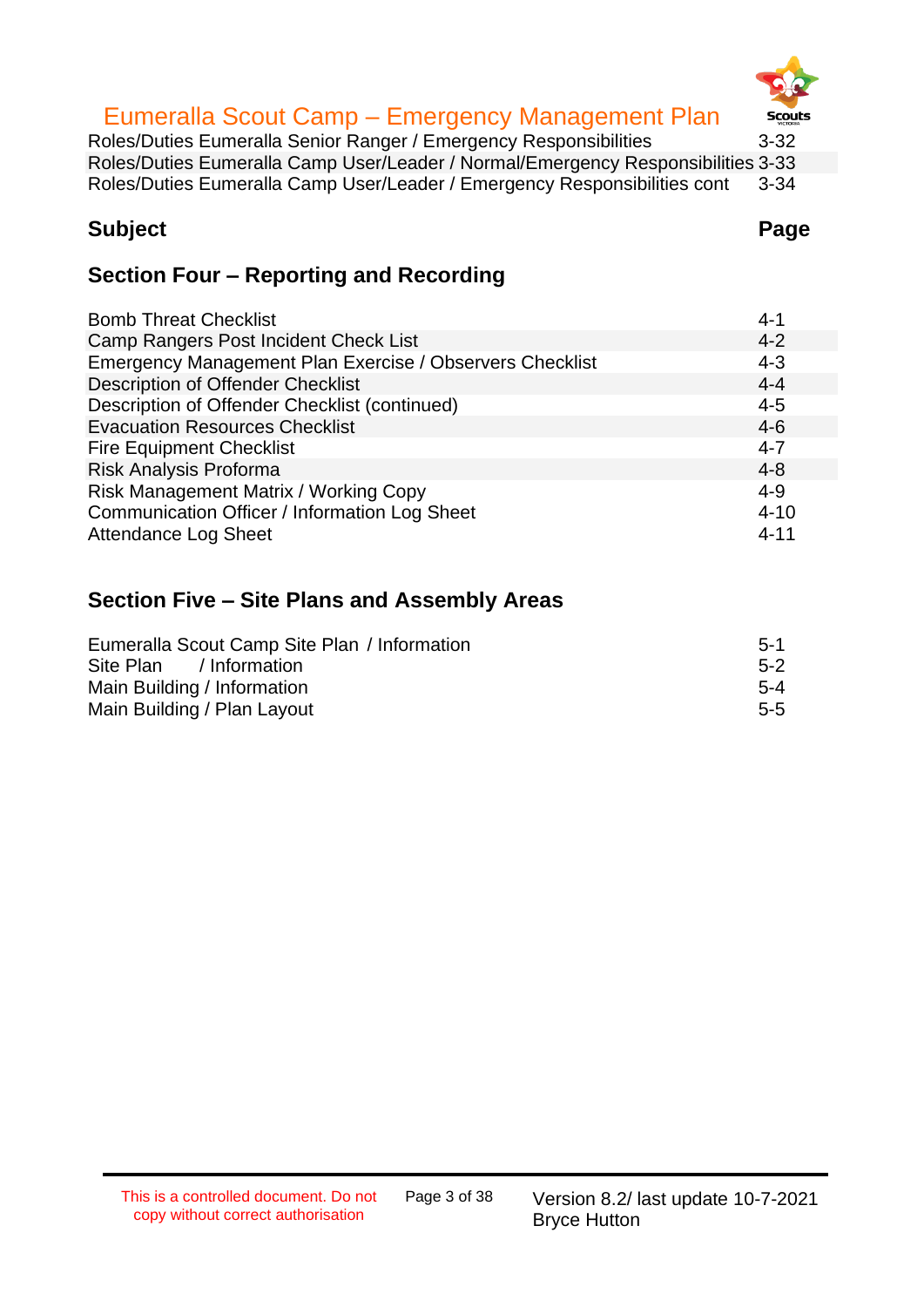| | |
|---|---|
| Roles/Duties Eumeralla Senior Ranger / Emergency Responsibilities | 3-32 |
| Roles/Duties Eumeralla Camp User/Leader / Normal/Emergency Responsibilities | 3-33 |
| Roles/Duties Eumeralla Camp User/Leader / Emergency Responsibilities cont | 3-34 |

| **Subject** | **Page** |
|---|---|

## Section Four – Reporting and Recording

| | |
|---|---|
| Bomb Threat Checklist | 4-1 |
| Camp Rangers Post Incident Check List | 4-2 |
| Emergency Management Plan Exercise / Observers Checklist | 4-3 |
| Description of Offender Checklist | 4-4 |
| Description of Offender Checklist (continued) | 4-5 |
| Evacuation Resources Checklist | 4-6 |
| Fire Equipment Checklist | 4-7 |
| Risk Analysis Proforma | 4-8 |
| Risk Management Matrix / Working Copy | 4-9 |
| Communication Officer / Information Log Sheet | 4-10 |
| Attendance Log Sheet | 4-11 |

## Section Five – Site Plans and Assembly Areas

| | |
|---|---|
| Eumeralla Scout Camp Site Plan / Information | 5-1 |
| Site Plan / Information | 5-2 |
| Main Building / Information | 5-4 |
| Main Building / Plan Layout | 5-5 |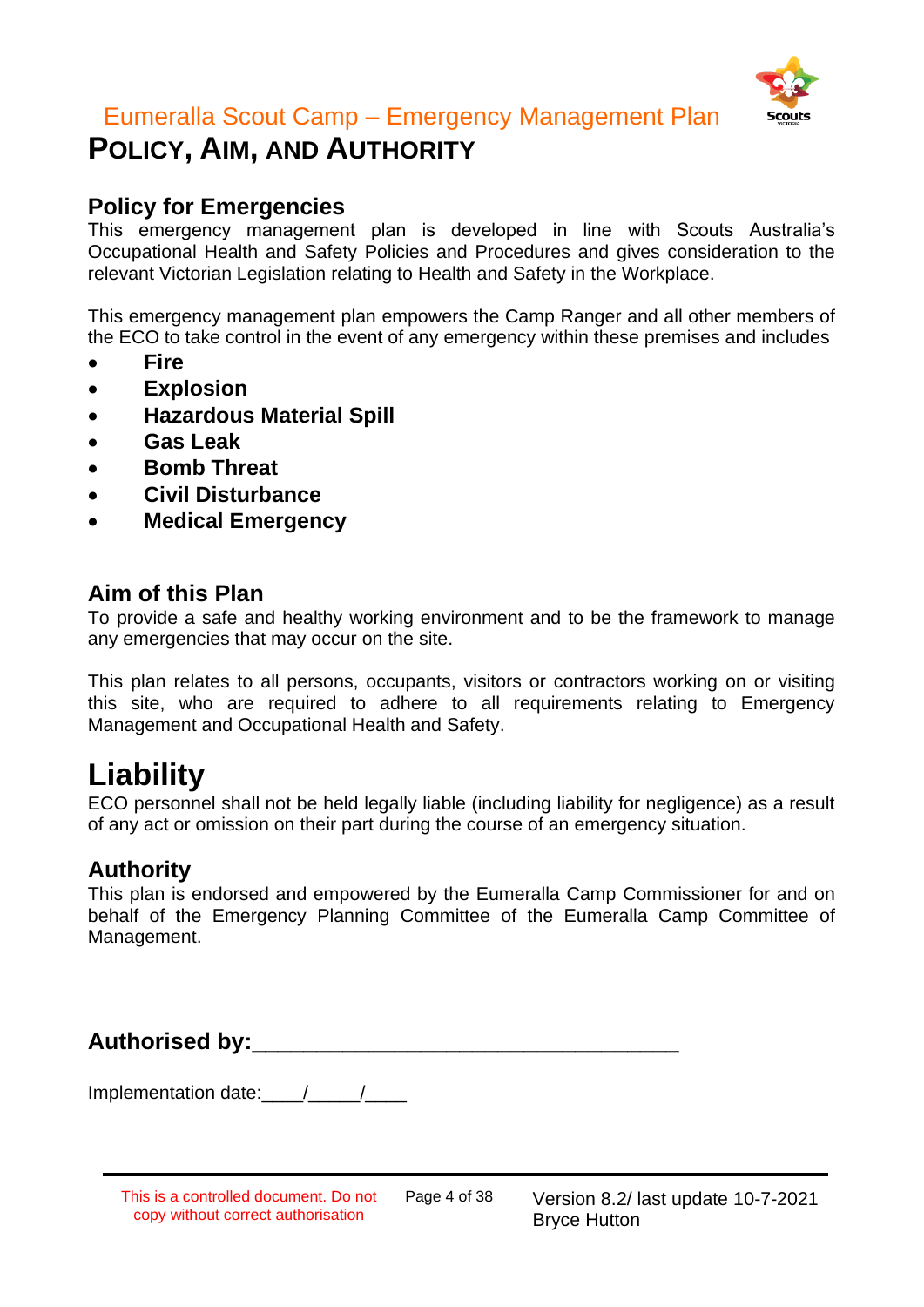# POLICY, AIM, AND AUTHORITY

## Policy for Emergencies

This emergency management plan is developed in line with Scouts Australia's Occupational Health and Safety Policies and Procedures and gives consideration to the relevant Victorian Legislation relating to Health and Safety in the Workplace.

This emergency management plan empowers the Camp Ranger and all other members of the ECO to take control in the event of any emergency within these premises and includes

- **Fire**
- **Explosion**
- **Hazardous Material Spill**
- **Gas Leak**
- **Bomb Threat**
- **Civil Disturbance**
- **Medical Emergency**

## Aim of this Plan

To provide a safe and healthy working environment and to be the framework to manage any emergencies that may occur on the site.

This plan relates to all persons, occupants, visitors or contractors working on or visiting this site, who are required to adhere to all requirements relating to Emergency Management and Occupational Health and Safety.

# Liability

ECO personnel shall not be held legally liable (including liability for negligence) as a result of any act or omission on their part during the course of an emergency situation.

## Authority

This plan is endorsed and empowered by the Eumeralla Camp Commissioner for and on behalf of the Emergency Planning Committee of the Eumeralla Camp Committee of Management.

**Authorised by:**_____________________________________

Implementation date:____/_____/____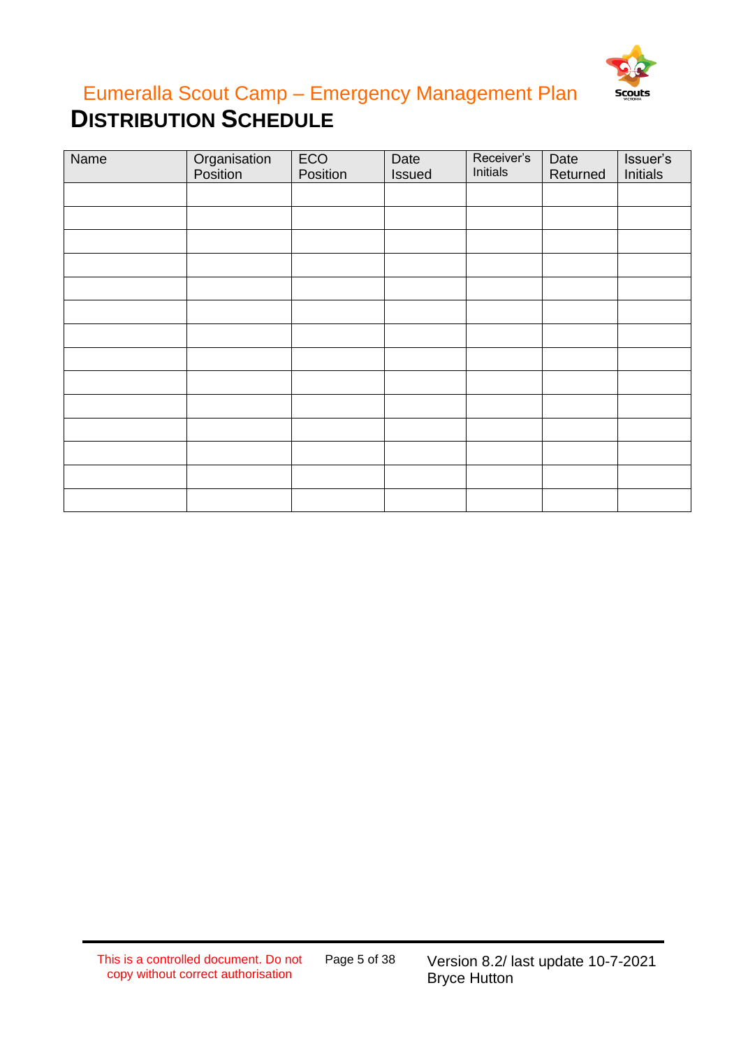# DISTRIBUTION SCHEDULE

| Name | Organisation Position | ECO Position | Date Issued | Receiver's Initials | Date Returned | Issuer's Initials |
|---|---|---|---|---|---|---|
| | | | | | | |
| | | | | | | |
| | | | | | | |
| | | | | | | |
| | | | | | | |
| | | | | | | |
| | | | | | | |
| | | | | | | |
| | | | | | | |
| | | | | | | |
| | | | | | | |
| | | | | | | |
| | | | | | | |
| | | | | | | |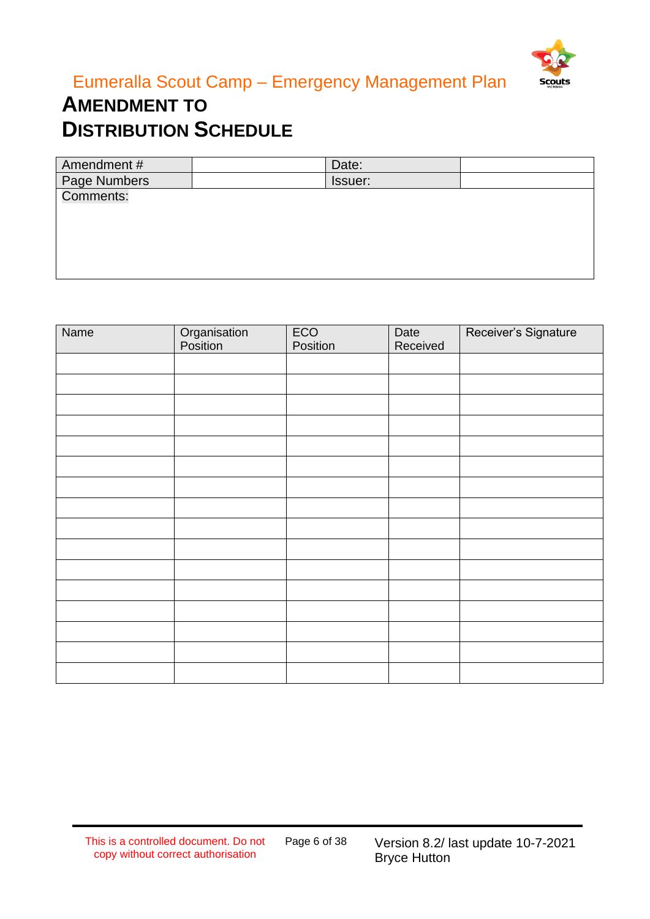# Amendment to Distribution Schedule

| Amendment # | | Date: | |
|---|---|---|---|
| Page Numbers | | Issuer: | |
| Comments: | | | |

| Name | Organisation Position | ECO Position | Date Received | Receiver's Signature |
|---|---|---|---|---|
| | | | | |
| | | | | |
| | | | | |
| | | | | |
| | | | | |
| | | | | |
| | | | | |
| | | | | |
| | | | | |
| | | | | |
| | | | | |
| | | | | |
| | | | | |
| | | | | |
| | | | | |
| | | | | |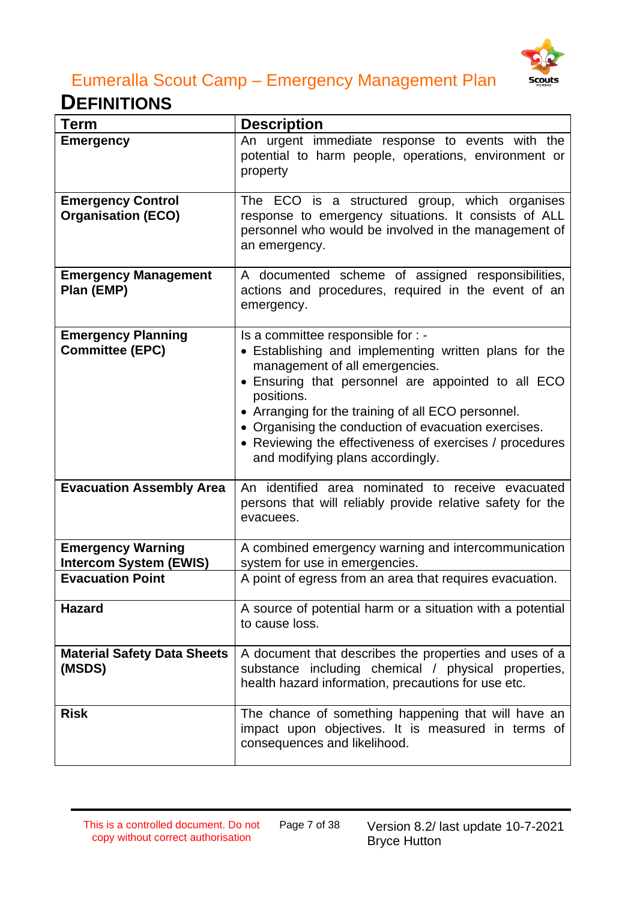## DEFINITIONS

| Term | Description |
|---|---|
| **Emergency** | An urgent immediate response to events with the potential to harm people, operations, environment or property |
| **Emergency Control Organisation (ECO)** | The ECO is a structured group, which organises response to emergency situations. It consists of ALL personnel who would be involved in the management of an emergency. |
| **Emergency Management Plan (EMP)** | A documented scheme of assigned responsibilities, actions and procedures, required in the event of an emergency. |
| **Emergency Planning Committee (EPC)** | Is a committee responsible for : -<br>• Establishing and implementing written plans for the management of all emergencies.<br>• Ensuring that personnel are appointed to all ECO positions.<br>• Arranging for the training of all ECO personnel.<br>• Organising the conduction of evacuation exercises.<br>• Reviewing the effectiveness of exercises / procedures and modifying plans accordingly. |
| **Evacuation Assembly Area** | An identified area nominated to receive evacuated persons that will reliably provide relative safety for the evacuees. |
| **Emergency Warning Intercom System (EWIS)** | A combined emergency warning and intercommunication system for use in emergencies. |
| **Evacuation Point** | A point of egress from an area that requires evacuation. |
| **Hazard** | A source of potential harm or a situation with a potential to cause loss. |
| **Material Safety Data Sheets (MSDS)** | A document that describes the properties and uses of a substance including chemical / physical properties, health hazard information, precautions for use etc. |
| **Risk** | The chance of something happening that will have an impact upon objectives. It is measured in terms of consequences and likelihood. |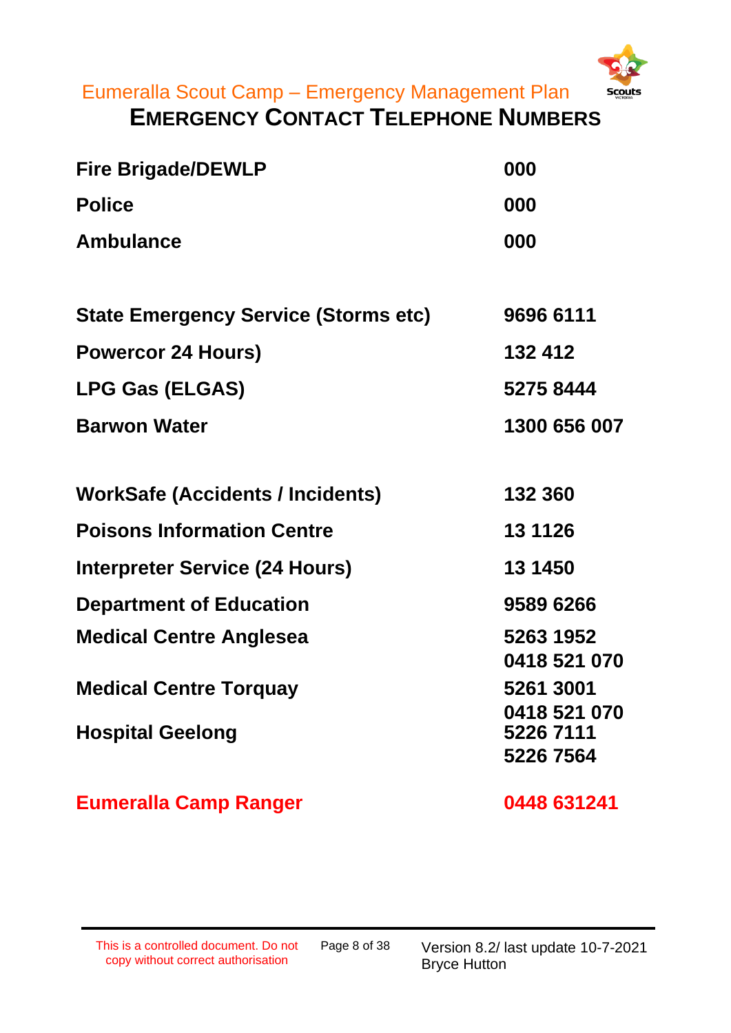# EMERGENCY CONTACT TELEPHONE NUMBERS

| | |
|---|---|
| **Fire Brigade/DEWLP** | **000** |
| **Police** | **000** |
| **Ambulance** | **000** |
| | |
| **State Emergency Service (Storms etc)** | **9696 6111** |
| **Powercor 24 Hours)** | **132 412** |
| **LPG Gas (ELGAS)** | **5275 8444** |
| **Barwon Water** | **1300 656 007** |
| | |
| **WorkSafe (Accidents / Incidents)** | **132 360** |
| **Poisons Information Centre** | **13 1126** |
| **Interpreter Service (24 Hours)** | **13 1450** |
| **Department of Education** | **9589 6266** |
| **Medical Centre Anglesea** | **5263 1952**<br>**0418 521 070** |
| **Medical Centre Torquay** | **5261 3001**<br>**0418 521 070** |
| **Hospital Geelong** | **5226 7111**<br>**5226 7564** |
| | |
| **Eumeralla Camp Ranger** | **0448 631241** |

This is a controlled document. Do not copy without correct authorisation

Version 8.2/ last update 10-7-2021 Bryce Hutton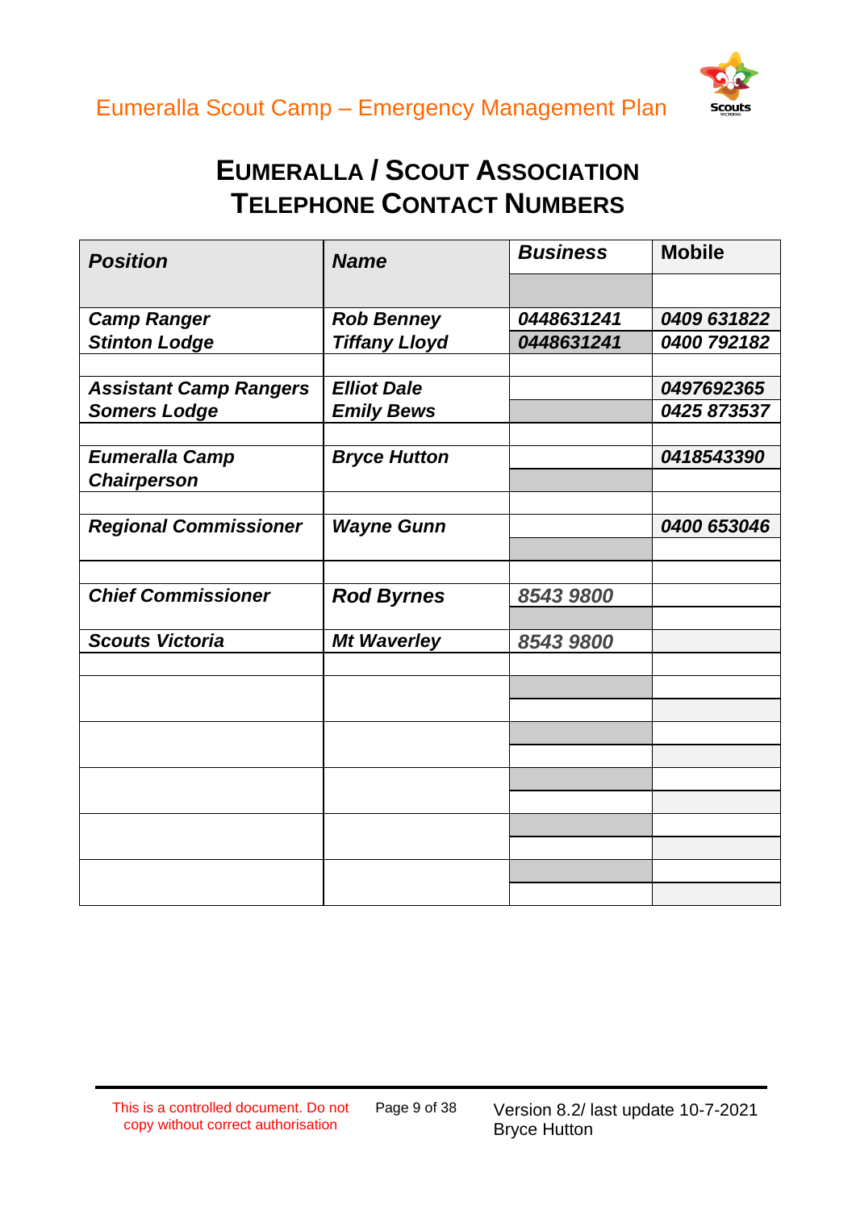# EUMERALLA / SCOUT ASSOCIATION TELEPHONE CONTACT NUMBERS

| Position | Name | Business | Mobile |
|---|---|---|---|
| ***Camp Ranger*** | ***Rob Benney*** | ***0448631241*** | ***0409 631822*** |
| ***Stinton Lodge*** | ***Tiffany Lloyd*** | ***0448631241*** | ***0400 792182*** |
| | | | |
| ***Assistant Camp Rangers*** | ***Elliot Dale*** | | ***0497692365*** |
| ***Somers Lodge*** | ***Emily Bews*** | | ***0425 873537*** |
| | | | |
| ***Eumeralla Camp Chairperson*** | ***Bryce Hutton*** | | ***0418543390*** |
| | | | |
| ***Regional Commissioner*** | ***Wayne Gunn*** | | ***0400 653046*** |
| | | | |
| ***Chief Commissioner*** | ***Rod Byrnes*** | *8543 9800* | |
| ***Scouts Victoria*** | ***Mt Waverley*** | *8543 9800* | |
| | | | |
| | | | |
| | | | |
| | | | |
| | | | |
| | | | |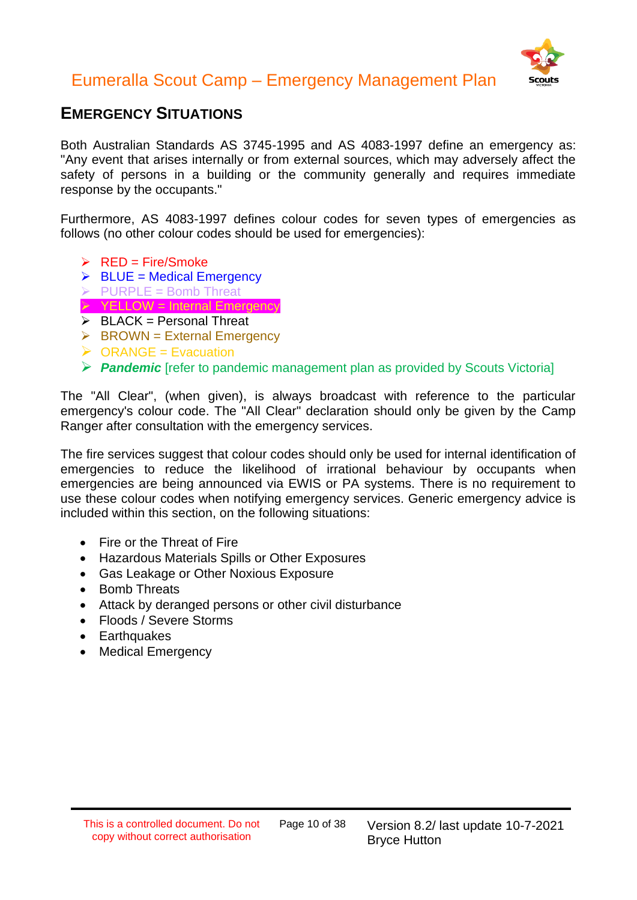## EMERGENCY SITUATIONS

Both Australian Standards AS 3745-1995 and AS 4083-1997 define an emergency as: "Any event that arises internally or from external sources, which may adversely affect the safety of persons in a building or the community generally and requires immediate response by the occupants."

Furthermore, AS 4083-1997 defines colour codes for seven types of emergencies as follows (no other colour codes should be used for emergencies):

- RED = Fire/Smoke
- BLUE = Medical Emergency
- PURPLE = Bomb Threat
- YELLOW = Internal Emergency
- BLACK = Personal Threat
- BROWN = External Emergency
- ORANGE = Evacuation
- ***Pandemic*** [refer to pandemic management plan as provided by Scouts Victoria]

The "All Clear", (when given), is always broadcast with reference to the particular emergency's colour code. The "All Clear" declaration should only be given by the Camp Ranger after consultation with the emergency services.

The fire services suggest that colour codes should only be used for internal identification of emergencies to reduce the likelihood of irrational behaviour by occupants when emergencies are being announced via EWIS or PA systems. There is no requirement to use these colour codes when notifying emergency services. Generic emergency advice is included within this section, on the following situations:

- Fire or the Threat of Fire
- Hazardous Materials Spills or Other Exposures
- Gas Leakage or Other Noxious Exposure
- Bomb Threats
- Attack by deranged persons or other civil disturbance
- Floods / Severe Storms
- Earthquakes
- Medical Emergency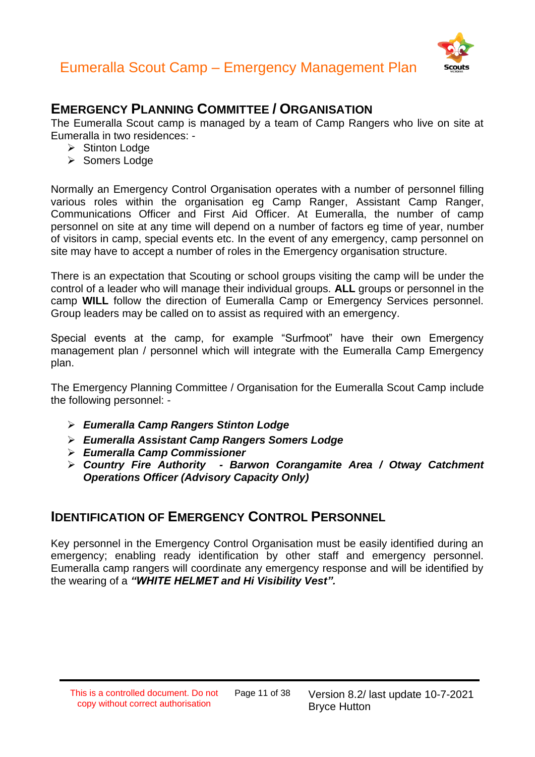## EMERGENCY PLANNING COMMITTEE / ORGANISATION

The Eumeralla Scout camp is managed by a team of Camp Rangers who live on site at Eumeralla in two residences: -

- Stinton Lodge
- Somers Lodge

Normally an Emergency Control Organisation operates with a number of personnel filling various roles within the organisation eg Camp Ranger, Assistant Camp Ranger, Communications Officer and First Aid Officer. At Eumeralla, the number of camp personnel on site at any time will depend on a number of factors eg time of year, number of visitors in camp, special events etc. In the event of any emergency, camp personnel on site may have to accept a number of roles in the Emergency organisation structure.

There is an expectation that Scouting or school groups visiting the camp will be under the control of a leader who will manage their individual groups. **ALL** groups or personnel in the camp **WILL** follow the direction of Eumeralla Camp or Emergency Services personnel. Group leaders may be called on to assist as required with an emergency.

Special events at the camp, for example "Surfmoot" have their own Emergency management plan / personnel which will integrate with the Eumeralla Camp Emergency plan.

The Emergency Planning Committee / Organisation for the Eumeralla Scout Camp include the following personnel: -

- ***Eumeralla Camp Rangers Stinton Lodge***
- ***Eumeralla Assistant Camp Rangers Somers Lodge***
- ***Eumeralla Camp Commissioner***
- ***Country Fire Authority - Barwon Corangamite Area / Otway Catchment Operations Officer (Advisory Capacity Only)***

## IDENTIFICATION OF EMERGENCY CONTROL PERSONNEL

Key personnel in the Emergency Control Organisation must be easily identified during an emergency; enabling ready identification by other staff and emergency personnel. Eumeralla camp rangers will coordinate any emergency response and will be identified by the wearing of a ***"WHITE HELMET and Hi Visibility Vest".***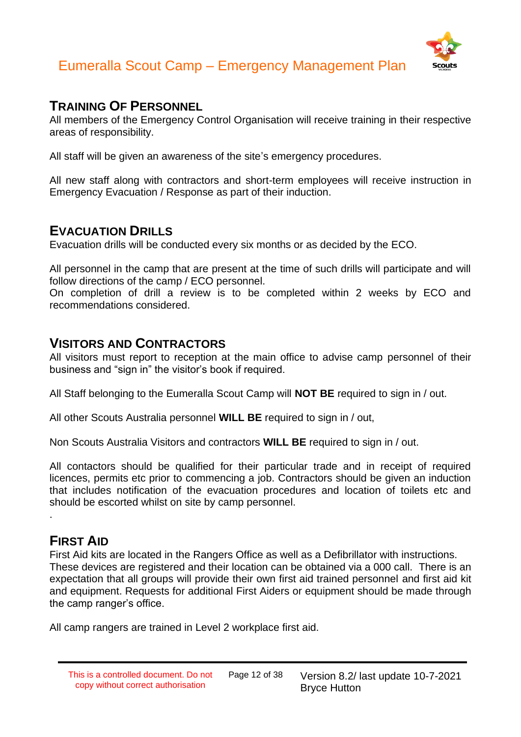## Training Of Personnel

All members of the Emergency Control Organisation will receive training in their respective areas of responsibility.

All staff will be given an awareness of the site's emergency procedures.

All new staff along with contractors and short-term employees will receive instruction in Emergency Evacuation / Response as part of their induction.

## Evacuation Drills

Evacuation drills will be conducted every six months or as decided by the ECO.

All personnel in the camp that are present at the time of such drills will participate and will follow directions of the camp / ECO personnel.
On completion of drill a review is to be completed within 2 weeks by ECO and recommendations considered.

## Visitors and Contractors

All visitors must report to reception at the main office to advise camp personnel of their business and "sign in" the visitor's book if required.

All Staff belonging to the Eumeralla Scout Camp will **NOT BE** required to sign in / out.

All other Scouts Australia personnel **WILL BE** required to sign in / out,

Non Scouts Australia Visitors and contractors **WILL BE** required to sign in / out.

All contactors should be qualified for their particular trade and in receipt of required licences, permits etc prior to commencing a job. Contractors should be given an induction that includes notification of the evacuation procedures and location of toilets etc and should be escorted whilst on site by camp personnel.

.

## First Aid

First Aid kits are located in the Rangers Office as well as a Defibrillator with instructions. These devices are registered and their location can be obtained via a 000 call. There is an expectation that all groups will provide their own first aid trained personnel and first aid kit and equipment. Requests for additional First Aiders or equipment should be made through the camp ranger's office.

All camp rangers are trained in Level 2 workplace first aid.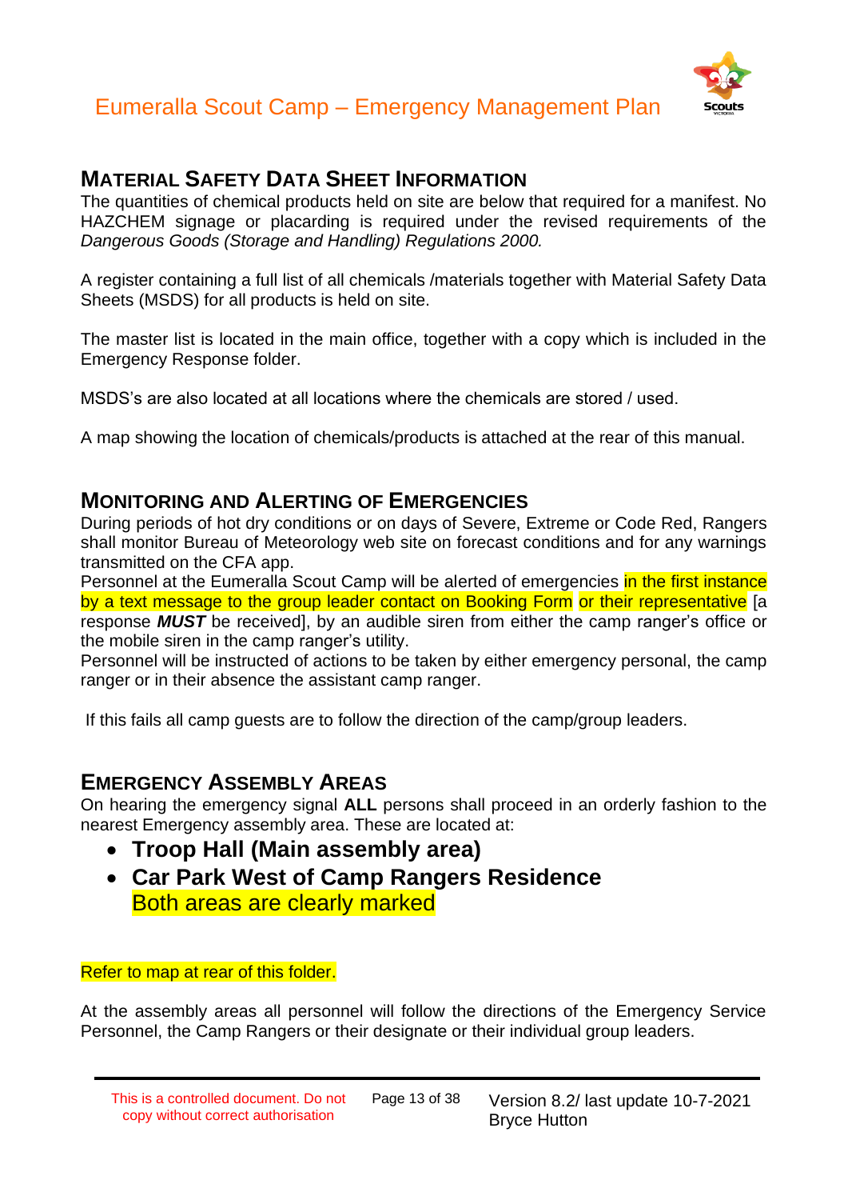## MATERIAL SAFETY DATA SHEET INFORMATION

The quantities of chemical products held on site are below that required for a manifest. No HAZCHEM signage or placarding is required under the revised requirements of the *Dangerous Goods (Storage and Handling) Regulations 2000.*

A register containing a full list of all chemicals /materials together with Material Safety Data Sheets (MSDS) for all products is held on site.

The master list is located in the main office, together with a copy which is included in the Emergency Response folder.

MSDS's are also located at all locations where the chemicals are stored / used.

A map showing the location of chemicals/products is attached at the rear of this manual.

## MONITORING AND ALERTING OF EMERGENCIES

During periods of hot dry conditions or on days of Severe, Extreme or Code Red, Rangers shall monitor Bureau of Meteorology web site on forecast conditions and for any warnings transmitted on the CFA app.

Personnel at the Eumeralla Scout Camp will be alerted of emergencies in the first instance by a text message to the group leader contact on Booking Form or their representative [a response ***MUST*** be received], by an audible siren from either the camp ranger's office or the mobile siren in the camp ranger's utility.

Personnel will be instructed of actions to be taken by either emergency personal, the camp ranger or in their absence the assistant camp ranger.

If this fails all camp guests are to follow the direction of the camp/group leaders.

## EMERGENCY ASSEMBLY AREAS

On hearing the emergency signal **ALL** persons shall proceed in an orderly fashion to the nearest Emergency assembly area. These are located at:

- **Troop Hall (Main assembly area)**
- **Car Park West of Camp Rangers Residence**
  Both areas are clearly marked

Refer to map at rear of this folder.

At the assembly areas all personnel will follow the directions of the Emergency Service Personnel, the Camp Rangers or their designate or their individual group leaders.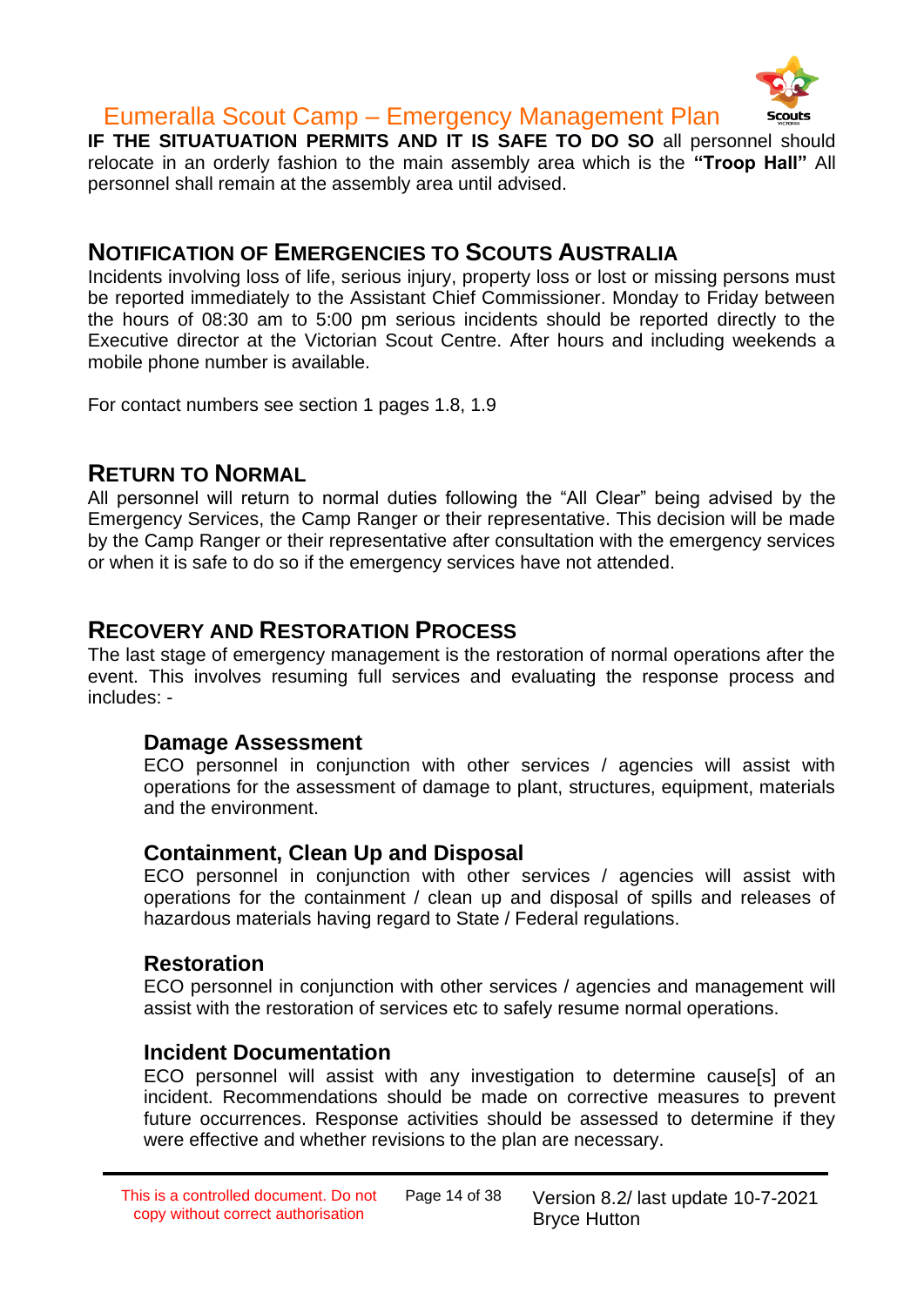**IF THE SITUATUATION PERMITS AND IT IS SAFE TO DO SO** all personnel should relocate in an orderly fashion to the main assembly area which is the **"Troop Hall"** All personnel shall remain at the assembly area until advised.

## NOTIFICATION OF EMERGENCIES TO SCOUTS AUSTRALIA

Incidents involving loss of life, serious injury, property loss or lost or missing persons must be reported immediately to the Assistant Chief Commissioner. Monday to Friday between the hours of 08:30 am to 5:00 pm serious incidents should be reported directly to the Executive director at the Victorian Scout Centre. After hours and including weekends a mobile phone number is available.

For contact numbers see section 1 pages 1.8, 1.9

## RETURN TO NORMAL

All personnel will return to normal duties following the "All Clear" being advised by the Emergency Services, the Camp Ranger or their representative. This decision will be made by the Camp Ranger or their representative after consultation with the emergency services or when it is safe to do so if the emergency services have not attended.

## RECOVERY AND RESTORATION PROCESS

The last stage of emergency management is the restoration of normal operations after the event. This involves resuming full services and evaluating the response process and includes: -

### Damage Assessment

ECO personnel in conjunction with other services / agencies will assist with operations for the assessment of damage to plant, structures, equipment, materials and the environment.

### Containment, Clean Up and Disposal

ECO personnel in conjunction with other services / agencies will assist with operations for the containment / clean up and disposal of spills and releases of hazardous materials having regard to State / Federal regulations.

### Restoration

ECO personnel in conjunction with other services / agencies and management will assist with the restoration of services etc to safely resume normal operations.

### Incident Documentation

ECO personnel will assist with any investigation to determine cause[s] of an incident. Recommendations should be made on corrective measures to prevent future occurrences. Response activities should be assessed to determine if they were effective and whether revisions to the plan are necessary.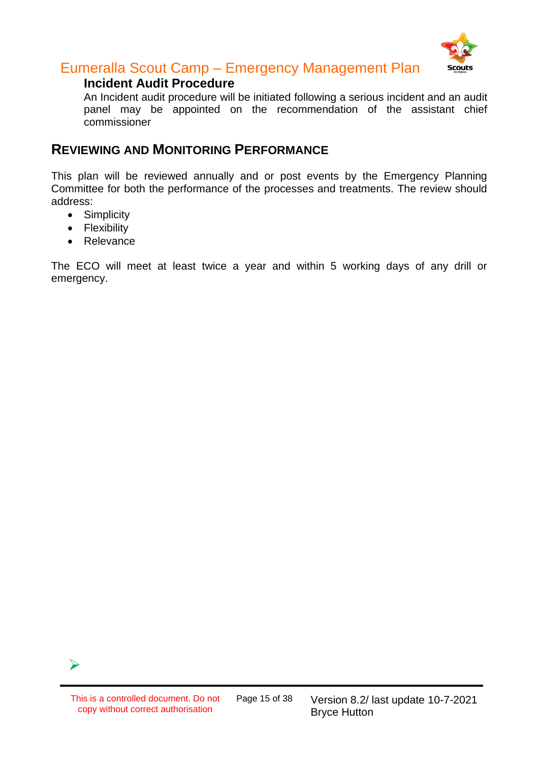### Incident Audit Procedure

An Incident audit procedure will be initiated following a serious incident and an audit panel may be appointed on the recommendation of the assistant chief commissioner

## REVIEWING AND MONITORING PERFORMANCE

This plan will be reviewed annually and or post events by the Emergency Planning Committee for both the performance of the processes and treatments. The review should address:

- Simplicity
- Flexibility
- Relevance

The ECO will meet at least twice a year and within 5 working days of any drill or emergency.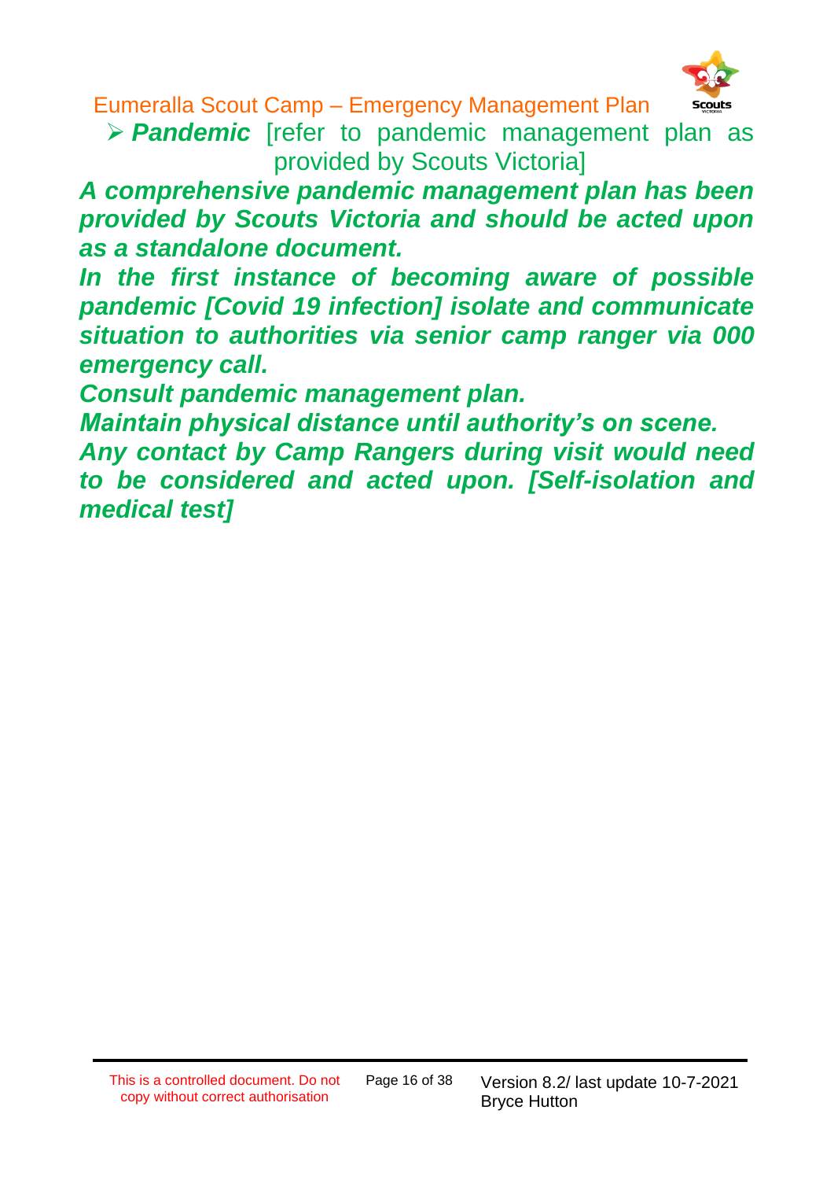- ***Pandemic*** [refer to pandemic management plan as provided by Scouts Victoria]

***A comprehensive pandemic management plan has been provided by Scouts Victoria and should be acted upon as a standalone document.***

***In the first instance of becoming aware of possible pandemic [Covid 19 infection] isolate and communicate situation to authorities via senior camp ranger via 000 emergency call.***

***Consult pandemic management plan.***

***Maintain physical distance until authority's on scene.***

***Any contact by Camp Rangers during visit would need to be considered and acted upon. [Self-isolation and medical test]***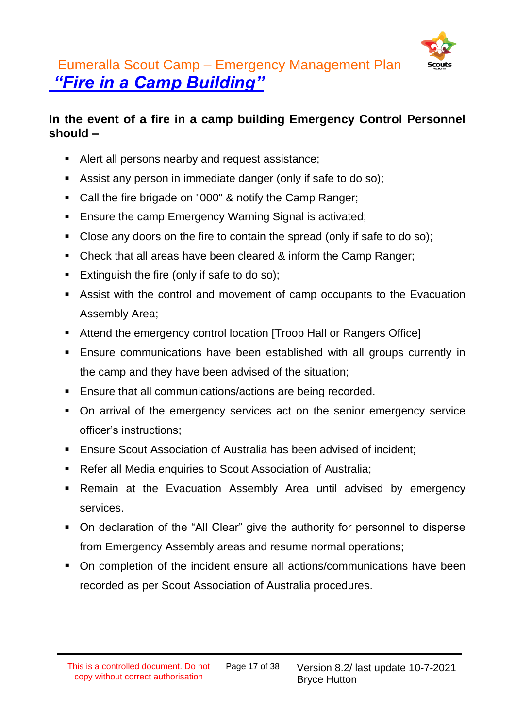# Eumeralla Scout Camp – Emergency Management Plan

## *"Fire in a Camp Building"*

**In the event of a fire in a camp building Emergency Control Personnel should –**

- Alert all persons nearby and request assistance;
- Assist any person in immediate danger (only if safe to do so);
- Call the fire brigade on "000" & notify the Camp Ranger;
- Ensure the camp Emergency Warning Signal is activated;
- Close any doors on the fire to contain the spread (only if safe to do so);
- Check that all areas have been cleared & inform the Camp Ranger;
- Extinguish the fire (only if safe to do so);
- Assist with the control and movement of camp occupants to the Evacuation Assembly Area;
- Attend the emergency control location [Troop Hall or Rangers Office]
- Ensure communications have been established with all groups currently in the camp and they have been advised of the situation;
- Ensure that all communications/actions are being recorded.
- On arrival of the emergency services act on the senior emergency service officer's instructions;
- Ensure Scout Association of Australia has been advised of incident;
- Refer all Media enquiries to Scout Association of Australia;
- Remain at the Evacuation Assembly Area until advised by emergency services.
- On declaration of the "All Clear" give the authority for personnel to disperse from Emergency Assembly areas and resume normal operations;
- On completion of the incident ensure all actions/communications have been recorded as per Scout Association of Australia procedures.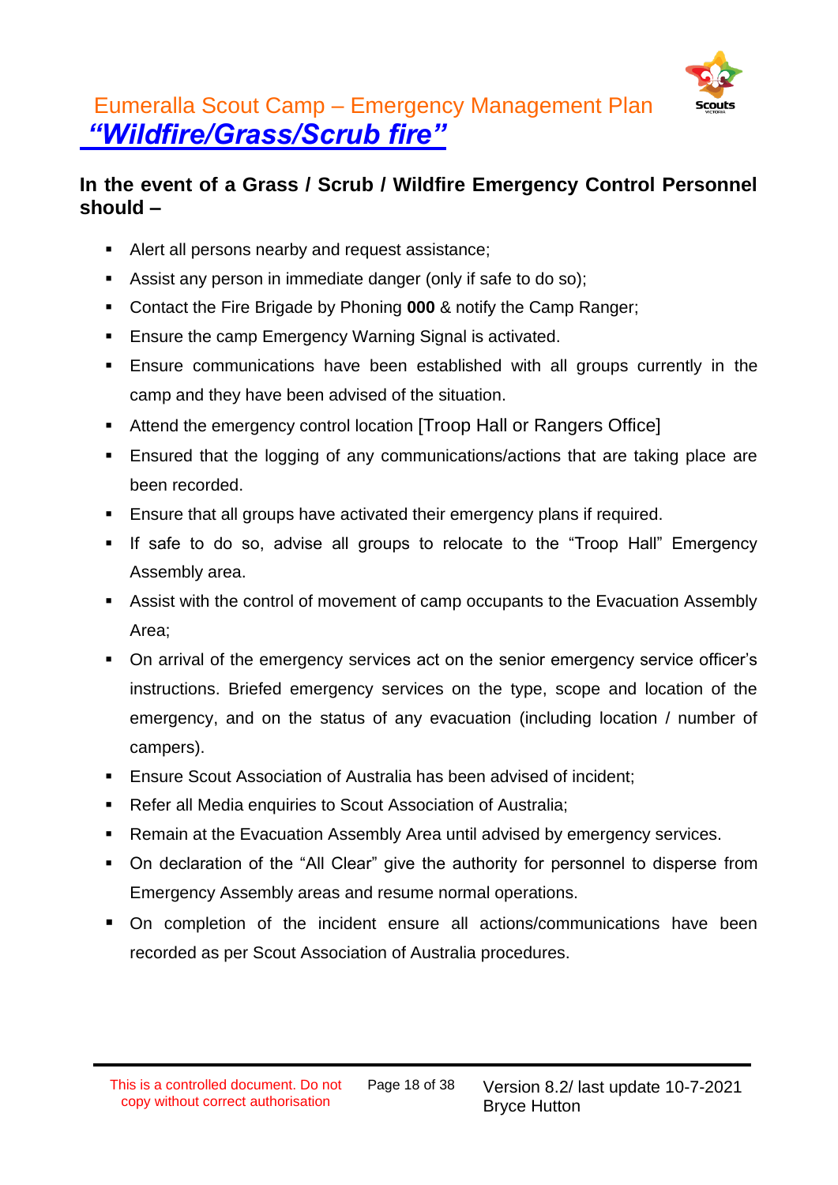# Eumeralla Scout Camp – Emergency Management Plan

## *"Wildfire/Grass/Scrub fire"*

### In the event of a Grass / Scrub / Wildfire Emergency Control Personnel should –

- Alert all persons nearby and request assistance;
- Assist any person in immediate danger (only if safe to do so);
- Contact the Fire Brigade by Phoning **000** & notify the Camp Ranger;
- Ensure the camp Emergency Warning Signal is activated.
- Ensure communications have been established with all groups currently in the camp and they have been advised of the situation.
- Attend the emergency control location [Troop Hall or Rangers Office]
- Ensured that the logging of any communications/actions that are taking place are been recorded.
- Ensure that all groups have activated their emergency plans if required.
- If safe to do so, advise all groups to relocate to the "Troop Hall" Emergency Assembly area.
- Assist with the control of movement of camp occupants to the Evacuation Assembly Area;
- On arrival of the emergency services act on the senior emergency service officer's instructions. Briefed emergency services on the type, scope and location of the emergency, and on the status of any evacuation (including location / number of campers).
- Ensure Scout Association of Australia has been advised of incident;
- Refer all Media enquiries to Scout Association of Australia;
- Remain at the Evacuation Assembly Area until advised by emergency services.
- On declaration of the "All Clear" give the authority for personnel to disperse from Emergency Assembly areas and resume normal operations.
- On completion of the incident ensure all actions/communications have been recorded as per Scout Association of Australia procedures.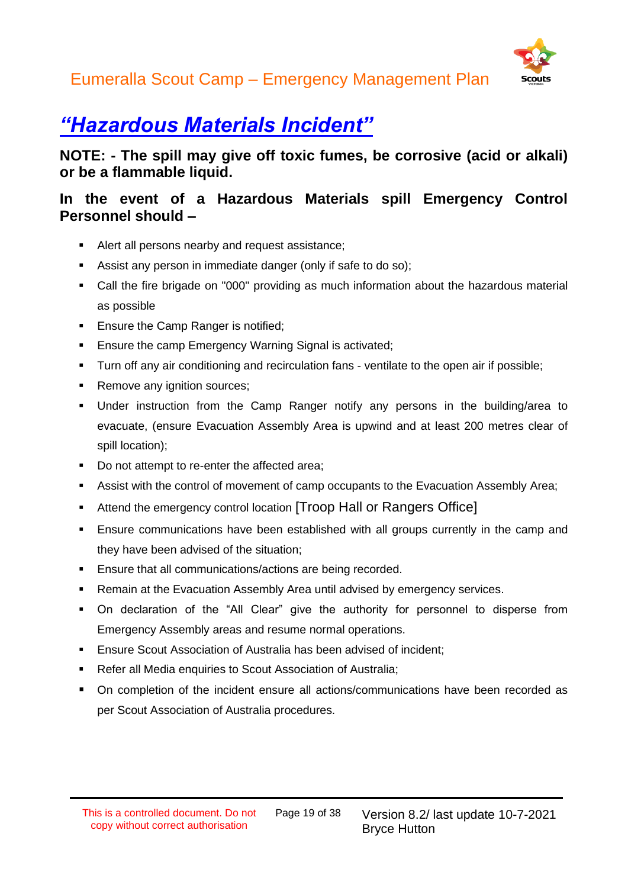# *“Hazardous Materials Incident”*

**NOTE: - The spill may give off toxic fumes, be corrosive (acid or alkali) or be a flammable liquid.**

**In the event of a Hazardous Materials spill Emergency Control Personnel should –**

- Alert all persons nearby and request assistance;
- Assist any person in immediate danger (only if safe to do so);
- Call the fire brigade on "000" providing as much information about the hazardous material as possible
- Ensure the Camp Ranger is notified;
- Ensure the camp Emergency Warning Signal is activated;
- Turn off any air conditioning and recirculation fans - ventilate to the open air if possible;
- Remove any ignition sources;
- Under instruction from the Camp Ranger notify any persons in the building/area to evacuate, (ensure Evacuation Assembly Area is upwind and at least 200 metres clear of spill location);
- Do not attempt to re-enter the affected area;
- Assist with the control of movement of camp occupants to the Evacuation Assembly Area;
- Attend the emergency control location [Troop Hall or Rangers Office]
- Ensure communications have been established with all groups currently in the camp and they have been advised of the situation;
- Ensure that all communications/actions are being recorded.
- Remain at the Evacuation Assembly Area until advised by emergency services.
- On declaration of the “All Clear” give the authority for personnel to disperse from Emergency Assembly areas and resume normal operations.
- Ensure Scout Association of Australia has been advised of incident;
- Refer all Media enquiries to Scout Association of Australia;
- On completion of the incident ensure all actions/communications have been recorded as per Scout Association of Australia procedures.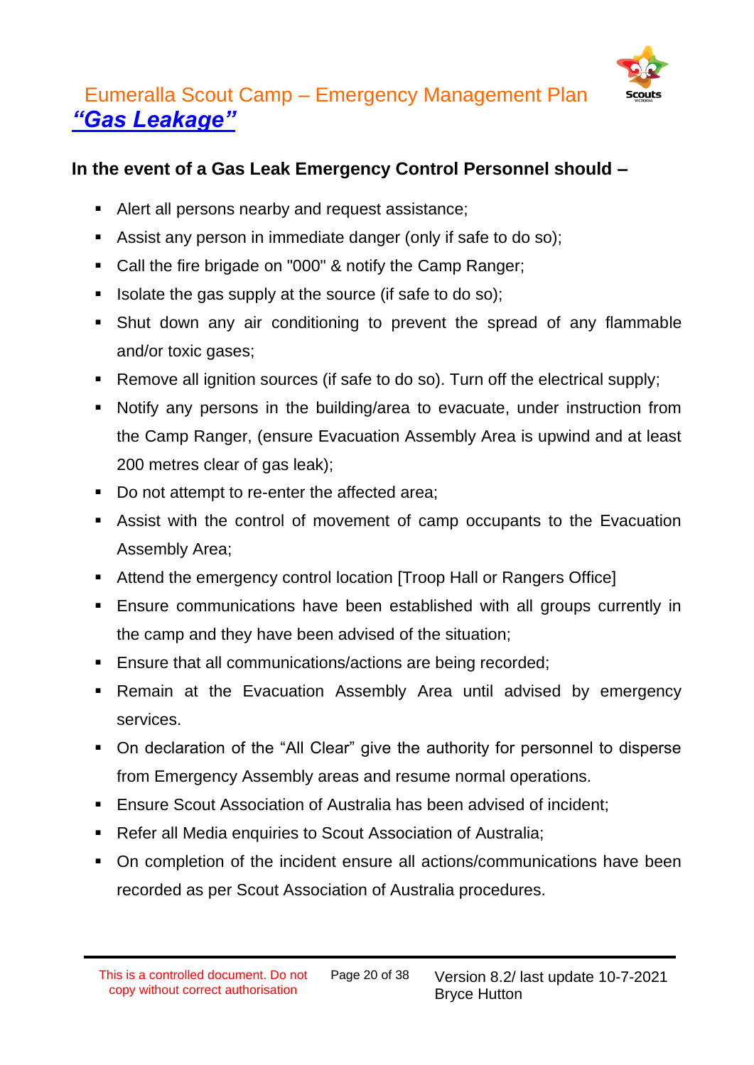# Eumeralla Scout Camp – Emergency Management Plan

## *"Gas Leakage"*

**In the event of a Gas Leak Emergency Control Personnel should –**

- Alert all persons nearby and request assistance;
- Assist any person in immediate danger (only if safe to do so);
- Call the fire brigade on "000" & notify the Camp Ranger;
- Isolate the gas supply at the source (if safe to do so);
- Shut down any air conditioning to prevent the spread of any flammable and/or toxic gases;
- Remove all ignition sources (if safe to do so). Turn off the electrical supply;
- Notify any persons in the building/area to evacuate, under instruction from the Camp Ranger, (ensure Evacuation Assembly Area is upwind and at least 200 metres clear of gas leak);
- Do not attempt to re-enter the affected area;
- Assist with the control of movement of camp occupants to the Evacuation Assembly Area;
- Attend the emergency control location [Troop Hall or Rangers Office]
- Ensure communications have been established with all groups currently in the camp and they have been advised of the situation;
- Ensure that all communications/actions are being recorded;
- Remain at the Evacuation Assembly Area until advised by emergency services.
- On declaration of the "All Clear" give the authority for personnel to disperse from Emergency Assembly areas and resume normal operations.
- Ensure Scout Association of Australia has been advised of incident;
- Refer all Media enquiries to Scout Association of Australia;
- On completion of the incident ensure all actions/communications have been recorded as per Scout Association of Australia procedures.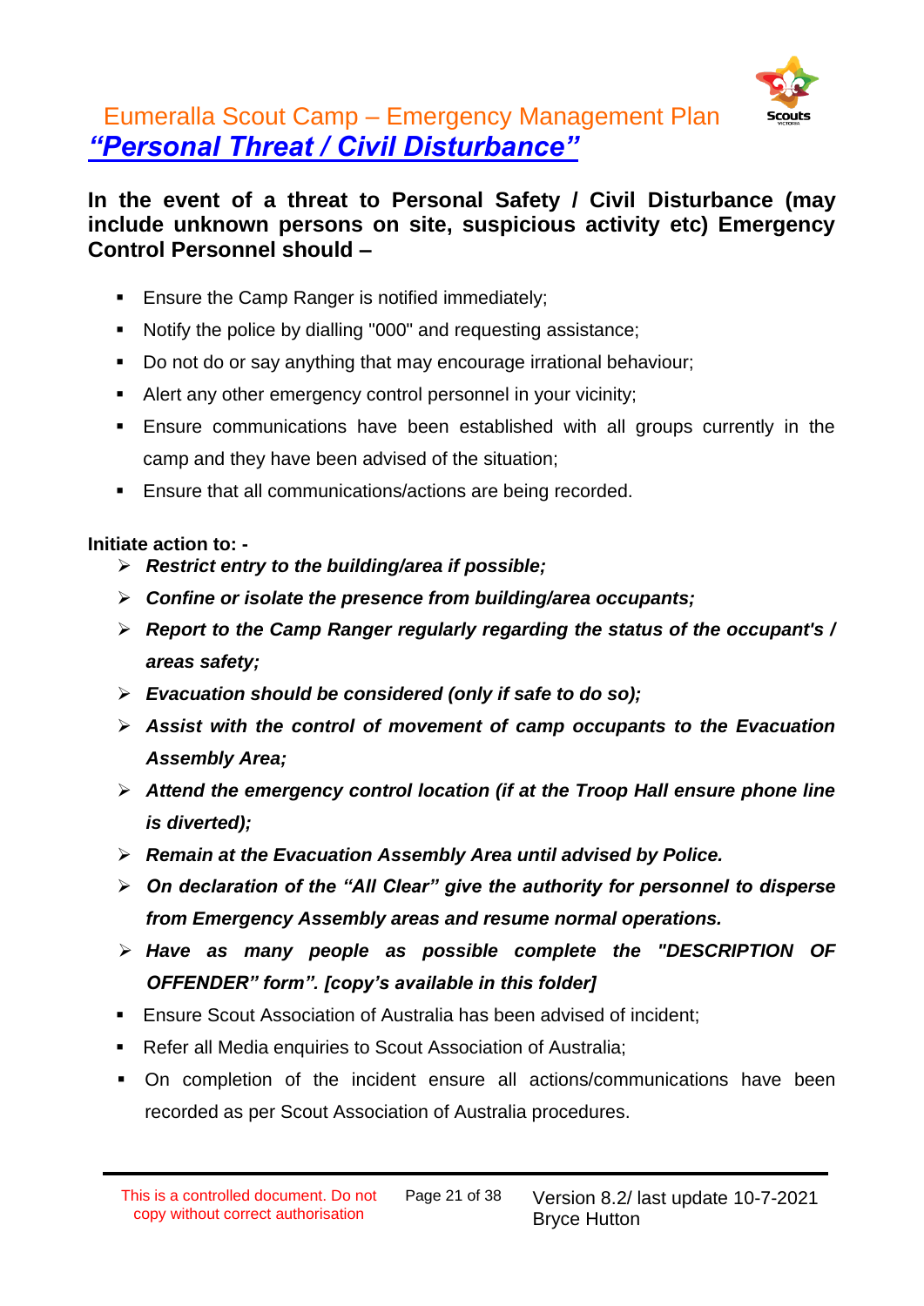# Eumeralla Scout Camp – Emergency Management Plan

## ***"Personal Threat / Civil Disturbance"***

**In the event of a threat to Personal Safety / Civil Disturbance (may include unknown persons on site, suspicious activity etc) Emergency Control Personnel should –**

- Ensure the Camp Ranger is notified immediately;
- Notify the police by dialling "000" and requesting assistance;
- Do not do or say anything that may encourage irrational behaviour;
- Alert any other emergency control personnel in your vicinity;
- Ensure communications have been established with all groups currently in the camp and they have been advised of the situation;
- Ensure that all communications/actions are being recorded.

**Initiate action to: -**

- ***Restrict entry to the building/area if possible;***
- ***Confine or isolate the presence from building/area occupants;***
- ***Report to the Camp Ranger regularly regarding the status of the occupant's / areas safety;***
- ***Evacuation should be considered (only if safe to do so);***
- ***Assist with the control of movement of camp occupants to the Evacuation Assembly Area;***
- ***Attend the emergency control location (if at the Troop Hall ensure phone line is diverted);***
- ***Remain at the Evacuation Assembly Area until advised by Police.***
- ***On declaration of the "All Clear" give the authority for personnel to disperse from Emergency Assembly areas and resume normal operations.***
- ***Have as many people as possible complete the "DESCRIPTION OF OFFENDER" form". [copy's available in this folder]***

- Ensure Scout Association of Australia has been advised of incident;
- Refer all Media enquiries to Scout Association of Australia;
- On completion of the incident ensure all actions/communications have been recorded as per Scout Association of Australia procedures.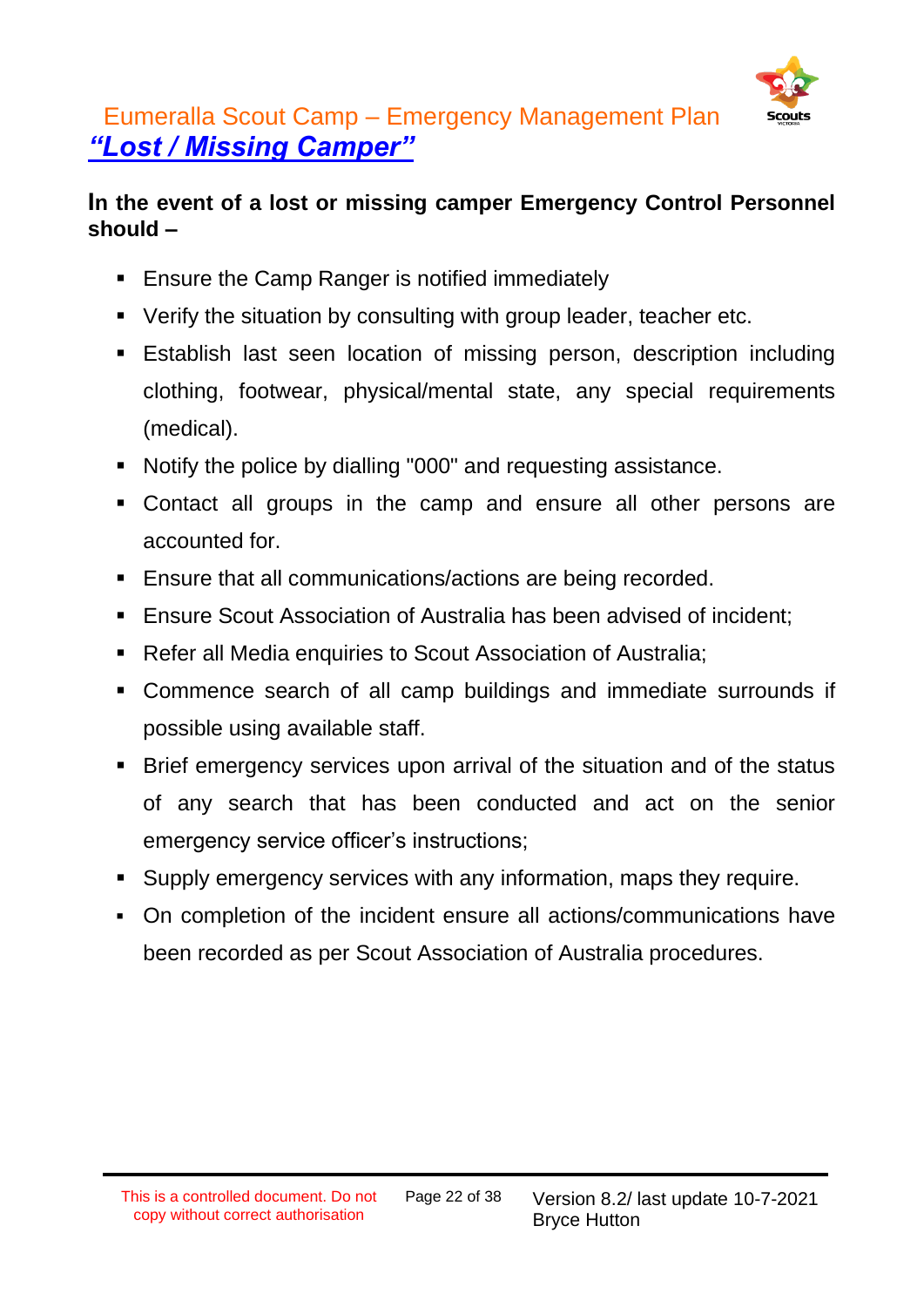## Eumeralla Scout Camp – Emergency Management Plan

## ***“Lost / Missing Camper”***

**In the event of a lost or missing camper Emergency Control Personnel should –**

- Ensure the Camp Ranger is notified immediately
- Verify the situation by consulting with group leader, teacher etc.
- Establish last seen location of missing person, description including clothing, footwear, physical/mental state, any special requirements (medical).
- Notify the police by dialling "000" and requesting assistance.
- Contact all groups in the camp and ensure all other persons are accounted for.
- Ensure that all communications/actions are being recorded.
- Ensure Scout Association of Australia has been advised of incident;
- Refer all Media enquiries to Scout Association of Australia;
- Commence search of all camp buildings and immediate surrounds if possible using available staff.
- Brief emergency services upon arrival of the situation and of the status of any search that has been conducted and act on the senior emergency service officer’s instructions;
- Supply emergency services with any information, maps they require.
- On completion of the incident ensure all actions/communications have been recorded as per Scout Association of Australia procedures.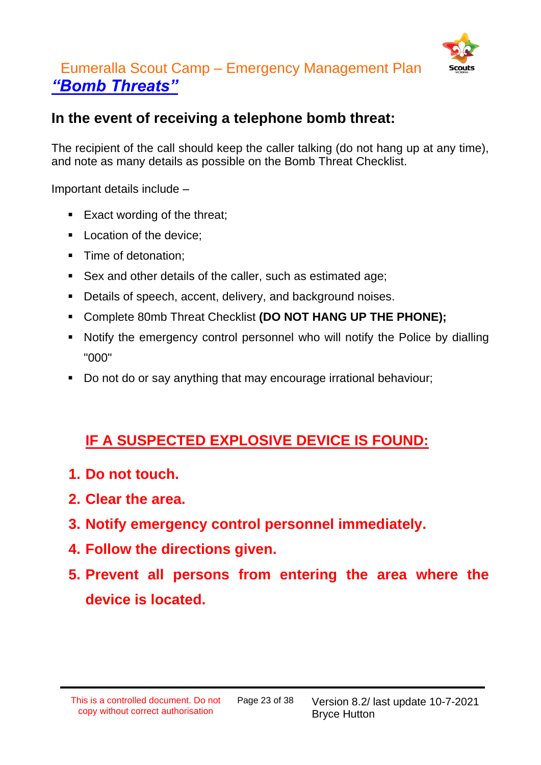Eumeralla Scout Camp – Emergency Management Plan

# *“Bomb Threats”*

## In the event of receiving a telephone bomb threat:

The recipient of the call should keep the caller talking (do not hang up at any time), and note as many details as possible on the Bomb Threat Checklist.

Important details include –

- Exact wording of the threat;
- Location of the device;
- Time of detonation;
- Sex and other details of the caller, such as estimated age;
- Details of speech, accent, delivery, and background noises.
- Complete 80mb Threat Checklist **(DO NOT HANG UP THE PHONE);**
- Notify the emergency control personnel who will notify the Police by dialling "000"
- Do not do or say anything that may encourage irrational behaviour;

## IF A SUSPECTED EXPLOSIVE DEVICE IS FOUND:

1. **Do not touch.**
2. **Clear the area.**
3. **Notify emergency control personnel immediately.**
4. **Follow the directions given.**
5. **Prevent all persons from entering the area where the device is located.**

This is a controlled document. Do not copy without correct authorisation

Version 8.2/ last update 10-7-2021 Bryce Hutton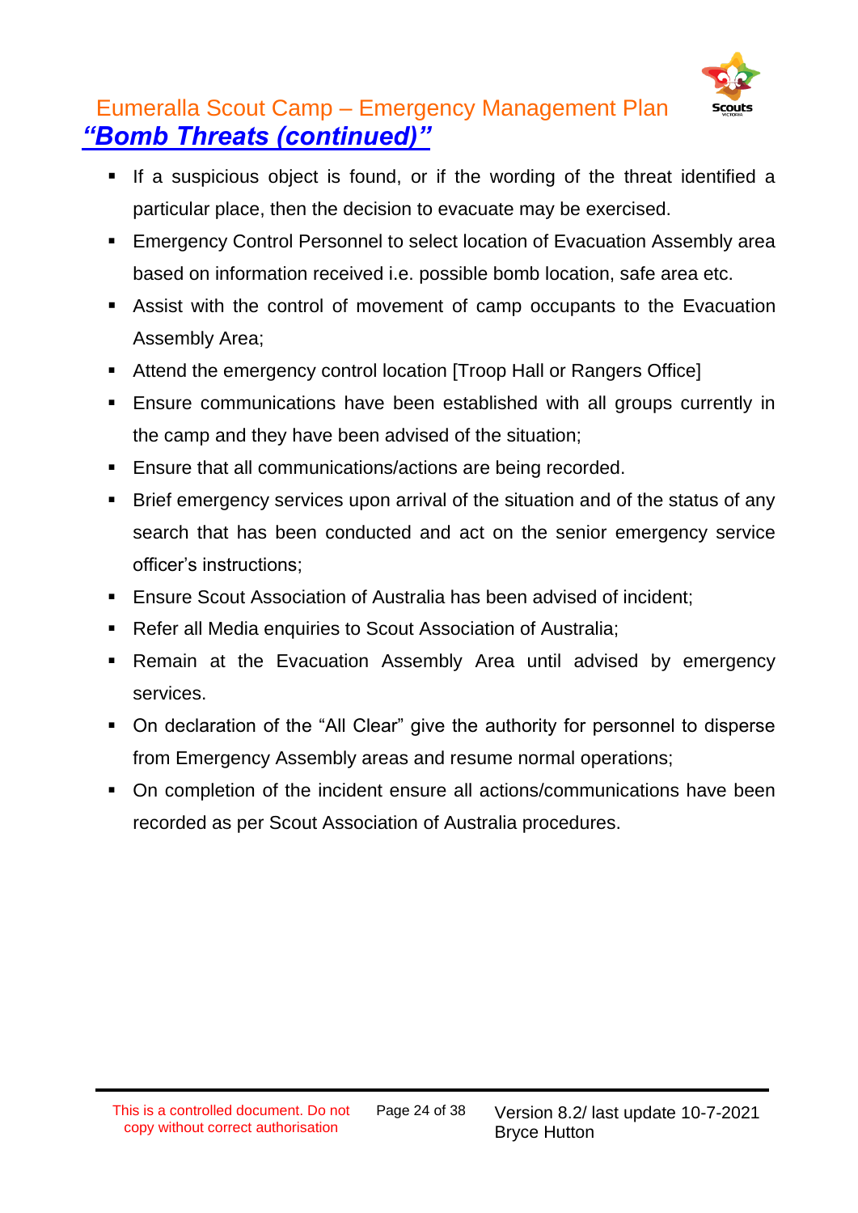## *“Bomb Threats (continued)”*

- If a suspicious object is found, or if the wording of the threat identified a particular place, then the decision to evacuate may be exercised.
- Emergency Control Personnel to select location of Evacuation Assembly area based on information received i.e. possible bomb location, safe area etc.
- Assist with the control of movement of camp occupants to the Evacuation Assembly Area;
- Attend the emergency control location [Troop Hall or Rangers Office]
- Ensure communications have been established with all groups currently in the camp and they have been advised of the situation;
- Ensure that all communications/actions are being recorded.
- Brief emergency services upon arrival of the situation and of the status of any search that has been conducted and act on the senior emergency service officer’s instructions;
- Ensure Scout Association of Australia has been advised of incident;
- Refer all Media enquiries to Scout Association of Australia;
- Remain at the Evacuation Assembly Area until advised by emergency services.
- On declaration of the “All Clear” give the authority for personnel to disperse from Emergency Assembly areas and resume normal operations;
- On completion of the incident ensure all actions/communications have been recorded as per Scout Association of Australia procedures.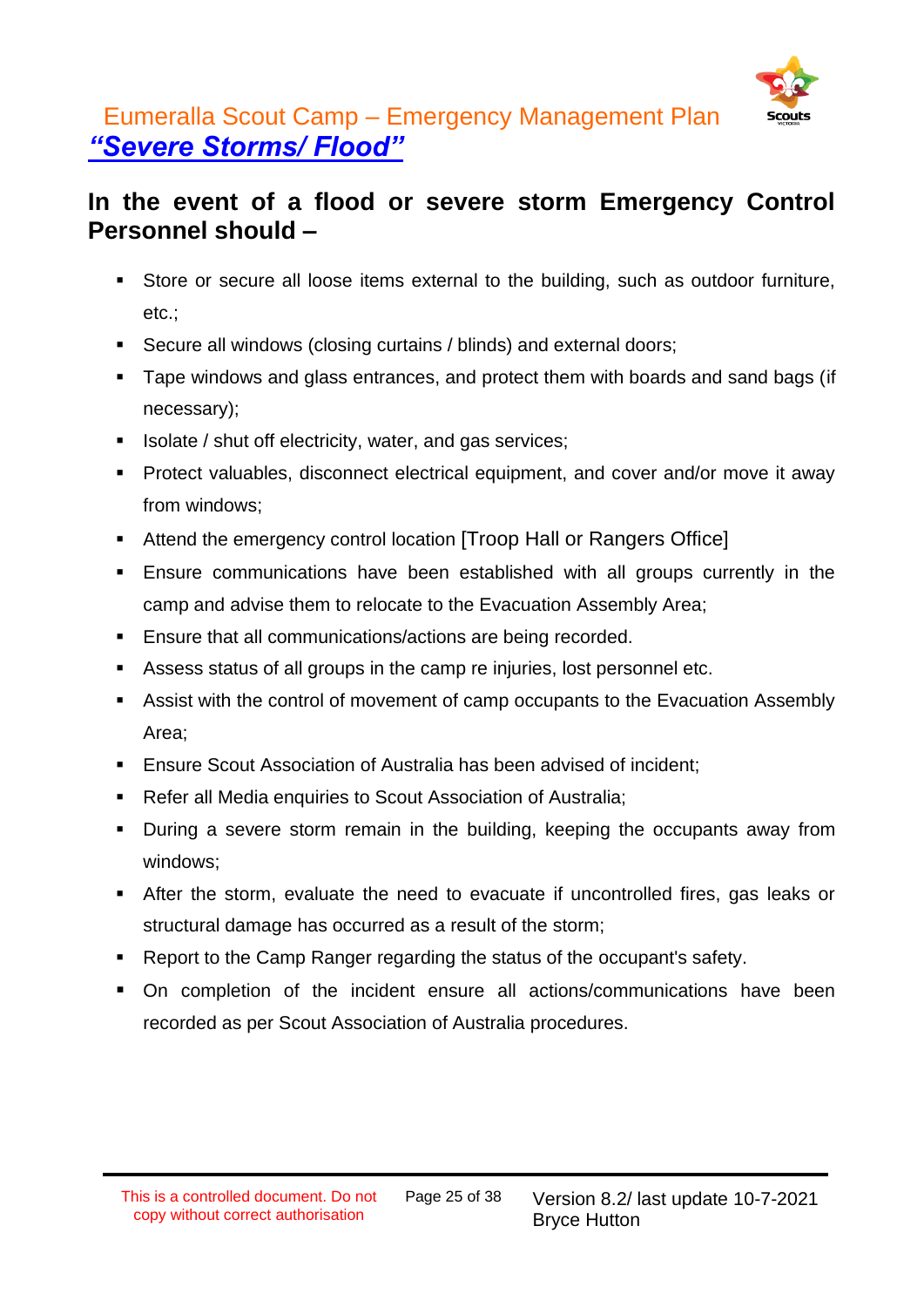Eumeralla Scout Camp – Emergency Management Plan

# *"Severe Storms/ Flood"*

## In the event of a flood or severe storm Emergency Control Personnel should –

- Store or secure all loose items external to the building, such as outdoor furniture, etc.;
- Secure all windows (closing curtains / blinds) and external doors;
- Tape windows and glass entrances, and protect them with boards and sand bags (if necessary);
- Isolate / shut off electricity, water, and gas services;
- Protect valuables, disconnect electrical equipment, and cover and/or move it away from windows;
- Attend the emergency control location [Troop Hall or Rangers Office]
- Ensure communications have been established with all groups currently in the camp and advise them to relocate to the Evacuation Assembly Area;
- Ensure that all communications/actions are being recorded.
- Assess status of all groups in the camp re injuries, lost personnel etc.
- Assist with the control of movement of camp occupants to the Evacuation Assembly Area;
- Ensure Scout Association of Australia has been advised of incident;
- Refer all Media enquiries to Scout Association of Australia;
- During a severe storm remain in the building, keeping the occupants away from windows;
- After the storm, evaluate the need to evacuate if uncontrolled fires, gas leaks or structural damage has occurred as a result of the storm;
- Report to the Camp Ranger regarding the status of the occupant's safety.
- On completion of the incident ensure all actions/communications have been recorded as per Scout Association of Australia procedures.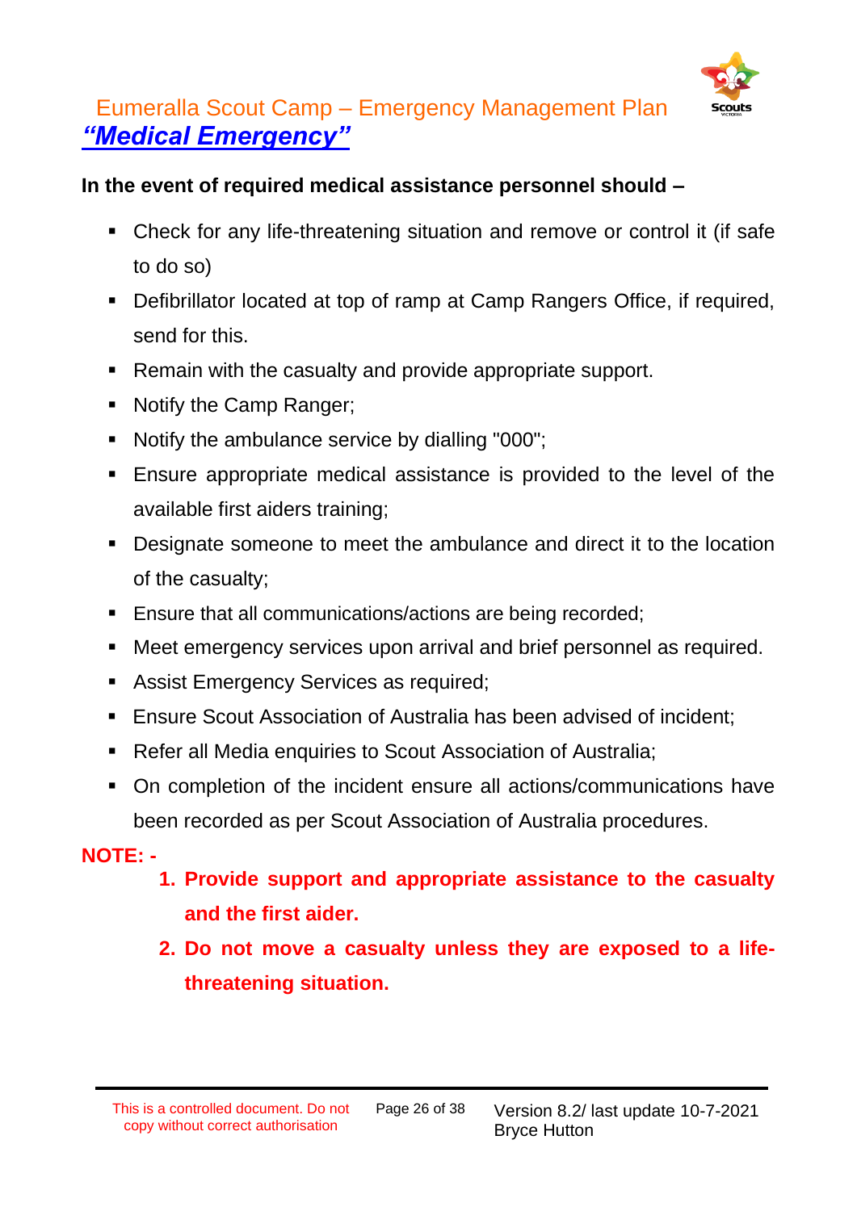# Eumeralla Scout Camp – Emergency Management Plan

## *"Medical Emergency"*

**In the event of required medical assistance personnel should –**

- Check for any life-threatening situation and remove or control it (if safe to do so)
- Defibrillator located at top of ramp at Camp Rangers Office, if required, send for this.
- Remain with the casualty and provide appropriate support.
- Notify the Camp Ranger;
- Notify the ambulance service by dialling "000";
- Ensure appropriate medical assistance is provided to the level of the available first aiders training;
- Designate someone to meet the ambulance and direct it to the location of the casualty;
- Ensure that all communications/actions are being recorded;
- Meet emergency services upon arrival and brief personnel as required.
- Assist Emergency Services as required;
- Ensure Scout Association of Australia has been advised of incident;
- Refer all Media enquiries to Scout Association of Australia;
- On completion of the incident ensure all actions/communications have been recorded as per Scout Association of Australia procedures.

**NOTE: -**

1. **Provide support and appropriate assistance to the casualty and the first aider.**
2. **Do not move a casualty unless they are exposed to a life-threatening situation.**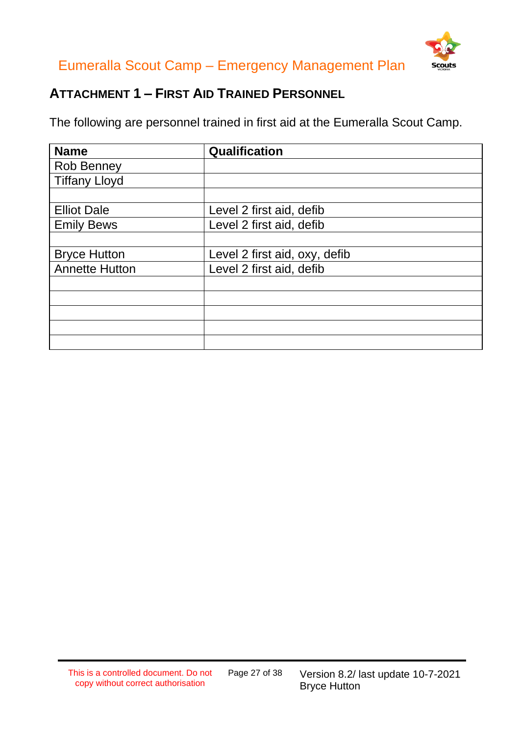## ATTACHMENT 1 – FIRST AID TRAINED PERSONNEL

The following are personnel trained in first aid at the Eumeralla Scout Camp.

| Name | Qualification |
|---|---|
| Rob Benney | |
| Tiffany Lloyd | |
| | |
| Elliot Dale | Level 2 first aid, defib |
| Emily Bews | Level 2 first aid, defib |
| | |
| Bryce Hutton | Level 2 first aid, oxy, defib |
| Annette Hutton | Level 2 first aid, defib |
| | |
| | |
| | |
| | |
| | |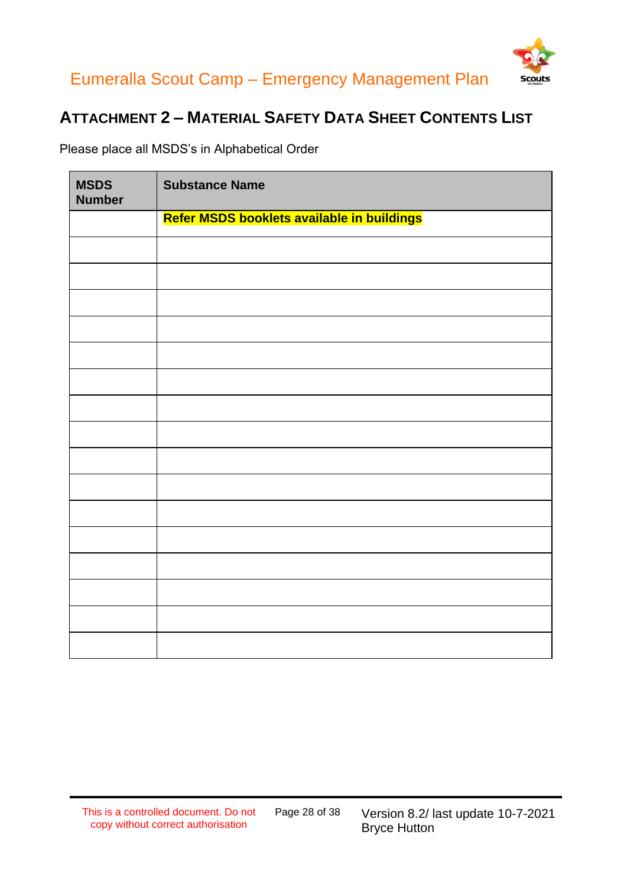## ATTACHMENT 2 – MATERIAL SAFETY DATA SHEET CONTENTS LIST

Please place all MSDS's in Alphabetical Order

| MSDS Number | Substance Name |
|---|---|
| | **Refer MSDS booklets available in buildings** |
| | |
| | |
| | |
| | |
| | |
| | |
| | |
| | |
| | |
| | |
| | |
| | |
| | |
| | |
| | |
| | |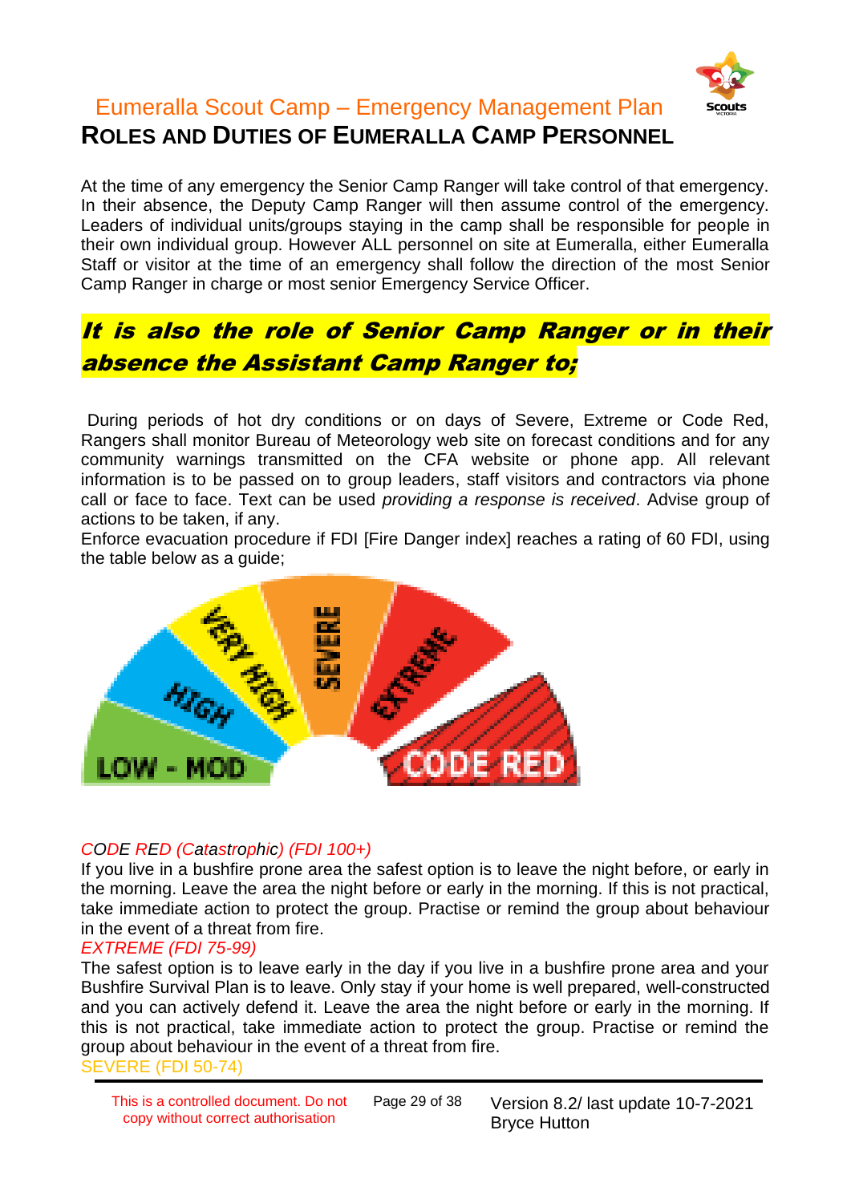## ROLES AND DUTIES OF EUMERALLA CAMP PERSONNEL

At the time of any emergency the Senior Camp Ranger will take control of that emergency. In their absence, the Deputy Camp Ranger will then assume control of the emergency. Leaders of individual units/groups staying in the camp shall be responsible for people in their own individual group. However ALL personnel on site at Eumeralla, either Eumeralla Staff or visitor at the time of an emergency shall follow the direction of the most Senior Camp Ranger in charge or most senior Emergency Service Officer.

### ***It is also the role of Senior Camp Ranger or in their absence the Assistant Camp Ranger to;***

During periods of hot dry conditions or on days of Severe, Extreme or Code Red, Rangers shall monitor Bureau of Meteorology web site on forecast conditions and for any community warnings transmitted on the CFA website or phone app. All relevant information is to be passed on to group leaders, staff visitors and contractors via phone call or face to face. Text can be used *providing a response is received*. Advise group of actions to be taken, if any.

Enforce evacuation procedure if FDI [Fire Danger index] reaches a rating of 60 FDI, using the table below as a guide;

LOW - MOD | HIGH | VERY HIGH | SEVERE | EXTREME | CODE RED

*CODE RED (Catastrophic) (FDI 100+)*

If you live in a bushfire prone area the safest option is to leave the night before, or early in the morning. Leave the area the night before or early in the morning. If this is not practical, take immediate action to protect the group. Practise or remind the group about behaviour in the event of a threat from fire.

*EXTREME (FDI 75-99)*

The safest option is to leave early in the day if you live in a bushfire prone area and your Bushfire Survival Plan is to leave. Only stay if your home is well prepared, well-constructed and you can actively defend it. Leave the area the night before or early in the morning. If this is not practical, take immediate action to protect the group. Practise or remind the group about behaviour in the event of a threat from fire.

SEVERE (FDI 50-74)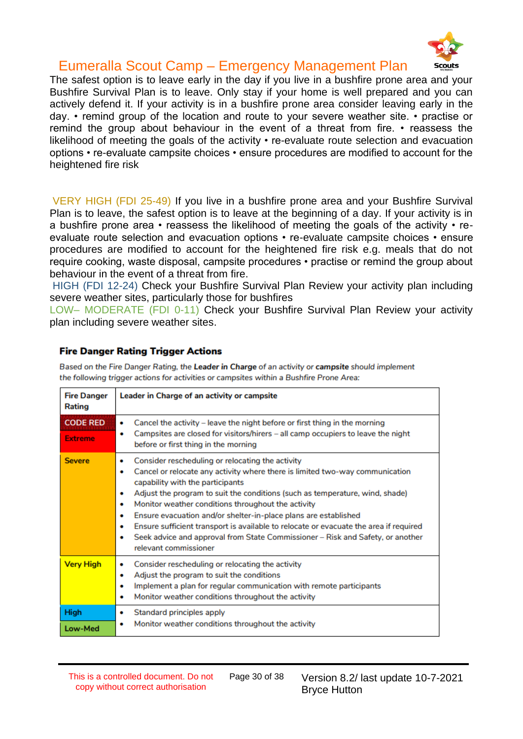The safest option is to leave early in the day if you live in a bushfire prone area and your Bushfire Survival Plan is to leave. Only stay if your home is well prepared and you can actively defend it. If your activity is in a bushfire prone area consider leaving early in the day. • remind group of the location and route to your severe weather site. • practise or remind the group about behaviour in the event of a threat from fire. • reassess the likelihood of meeting the goals of the activity • re-evaluate route selection and evacuation options • re-evaluate campsite choices • ensure procedures are modified to account for the heightened fire risk

VERY HIGH (FDI 25-49) If you live in a bushfire prone area and your Bushfire Survival Plan is to leave, the safest option is to leave at the beginning of a day. If your activity is in a bushfire prone area • reassess the likelihood of meeting the goals of the activity • re-evaluate route selection and evacuation options • re-evaluate campsite choices • ensure procedures are modified to account for the heightened fire risk e.g. meals that do not require cooking, waste disposal, campsite procedures • practise or remind the group about behaviour in the event of a threat from fire.

HIGH (FDI 12-24) Check your Bushfire Survival Plan Review your activity plan including severe weather sites, particularly those for bushfires

LOW– MODERATE (FDI 0-11) Check your Bushfire Survival Plan Review your activity plan including severe weather sites.

### Fire Danger Rating Trigger Actions

*Based on the Fire Danger Rating, the **Leader in Charge** of an activity or **campsite** should implement the following trigger actions for activities or campsites within a Bushfire Prone Area:*

| Fire Danger Rating | Leader in Charge of an activity or campsite |
|---|---|
| CODE RED<br>Extreme | • Cancel the activity – leave the night before or first thing in the morning<br>• Campsites are closed for visitors/hirers – all camp occupiers to leave the night before or first thing in the morning |
| Severe | • Consider rescheduling or relocating the activity<br>• Cancel or relocate any activity where there is limited two-way communication capability with the participants<br>• Adjust the program to suit the conditions (such as temperature, wind, shade)<br>• Monitor weather conditions throughout the activity<br>• Ensure evacuation and/or shelter-in-place plans are established<br>• Ensure sufficient transport is available to relocate or evacuate the area if required<br>• Seek advice and approval from State Commissioner – Risk and Safety, or another relevant commissioner |
| Very High | • Consider rescheduling or relocating the activity<br>• Adjust the program to suit the conditions<br>• Implement a plan for regular communication with remote participants<br>• Monitor weather conditions throughout the activity |
| High<br>Low-Med | • Standard principles apply<br>• Monitor weather conditions throughout the activity |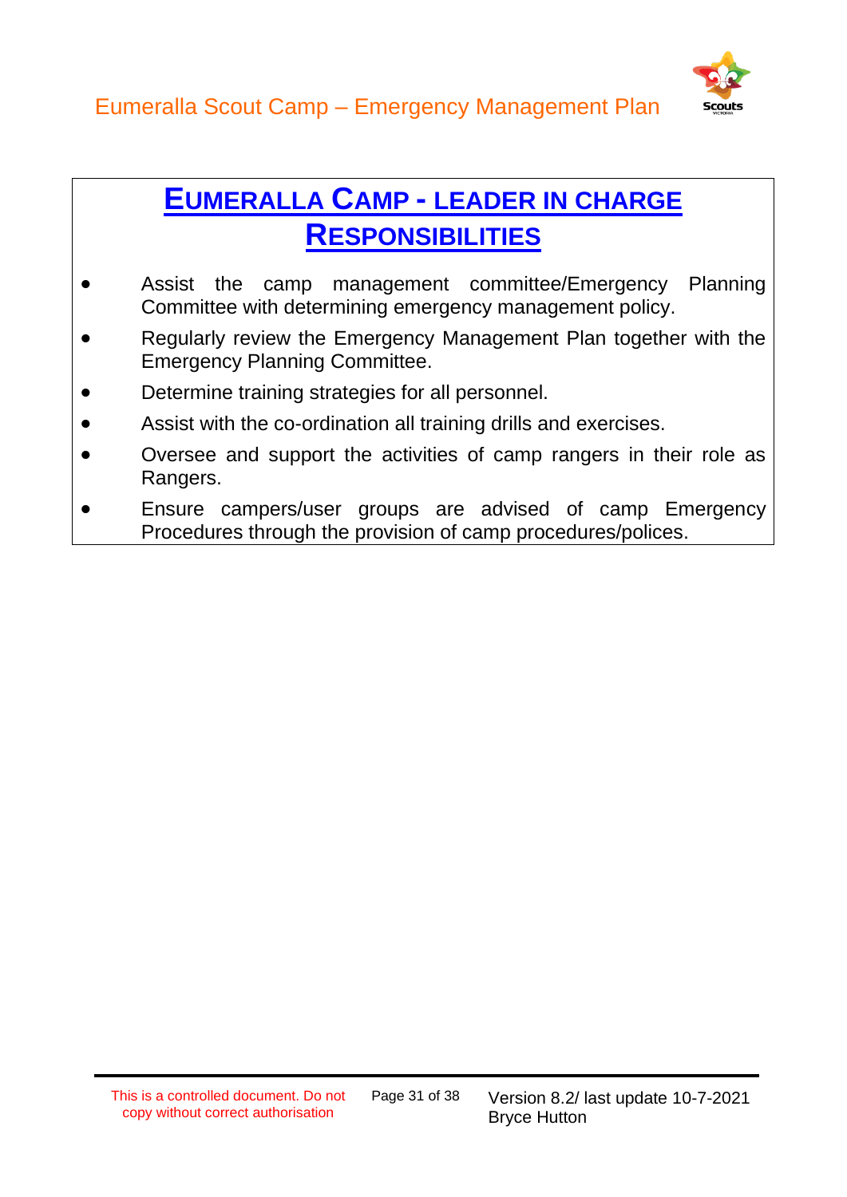## EUMERALLA CAMP - LEADER IN CHARGE RESPONSIBILITIES

- Assist the camp management committee/Emergency Planning Committee with determining emergency management policy.
- Regularly review the Emergency Management Plan together with the Emergency Planning Committee.
- Determine training strategies for all personnel.
- Assist with the co-ordination all training drills and exercises.
- Oversee and support the activities of camp rangers in their role as Rangers.
- Ensure campers/user groups are advised of camp Emergency Procedures through the provision of camp procedures/polices.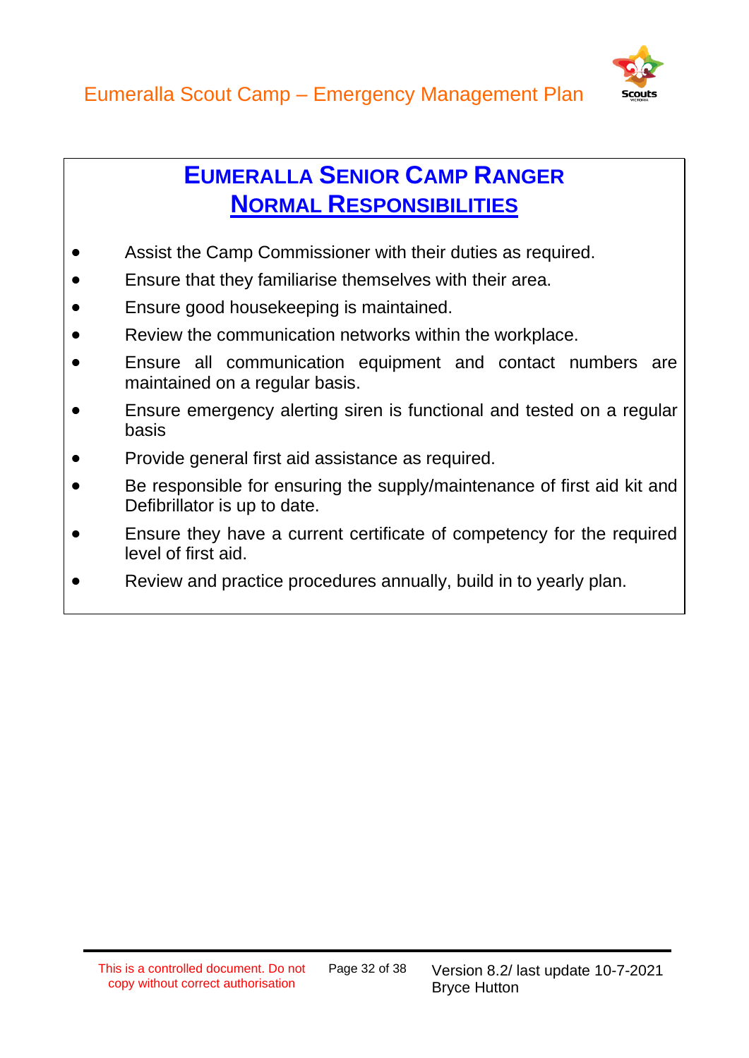## EUMERALLA SENIOR CAMP RANGER

## NORMAL RESPONSIBILITIES

- Assist the Camp Commissioner with their duties as required.
- Ensure that they familiarise themselves with their area.
- Ensure good housekeeping is maintained.
- Review the communication networks within the workplace.
- Ensure all communication equipment and contact numbers are maintained on a regular basis.
- Ensure emergency alerting siren is functional and tested on a regular basis
- Provide general first aid assistance as required.
- Be responsible for ensuring the supply/maintenance of first aid kit and Defibrillator is up to date.
- Ensure they have a current certificate of competency for the required level of first aid.
- Review and practice procedures annually, build in to yearly plan.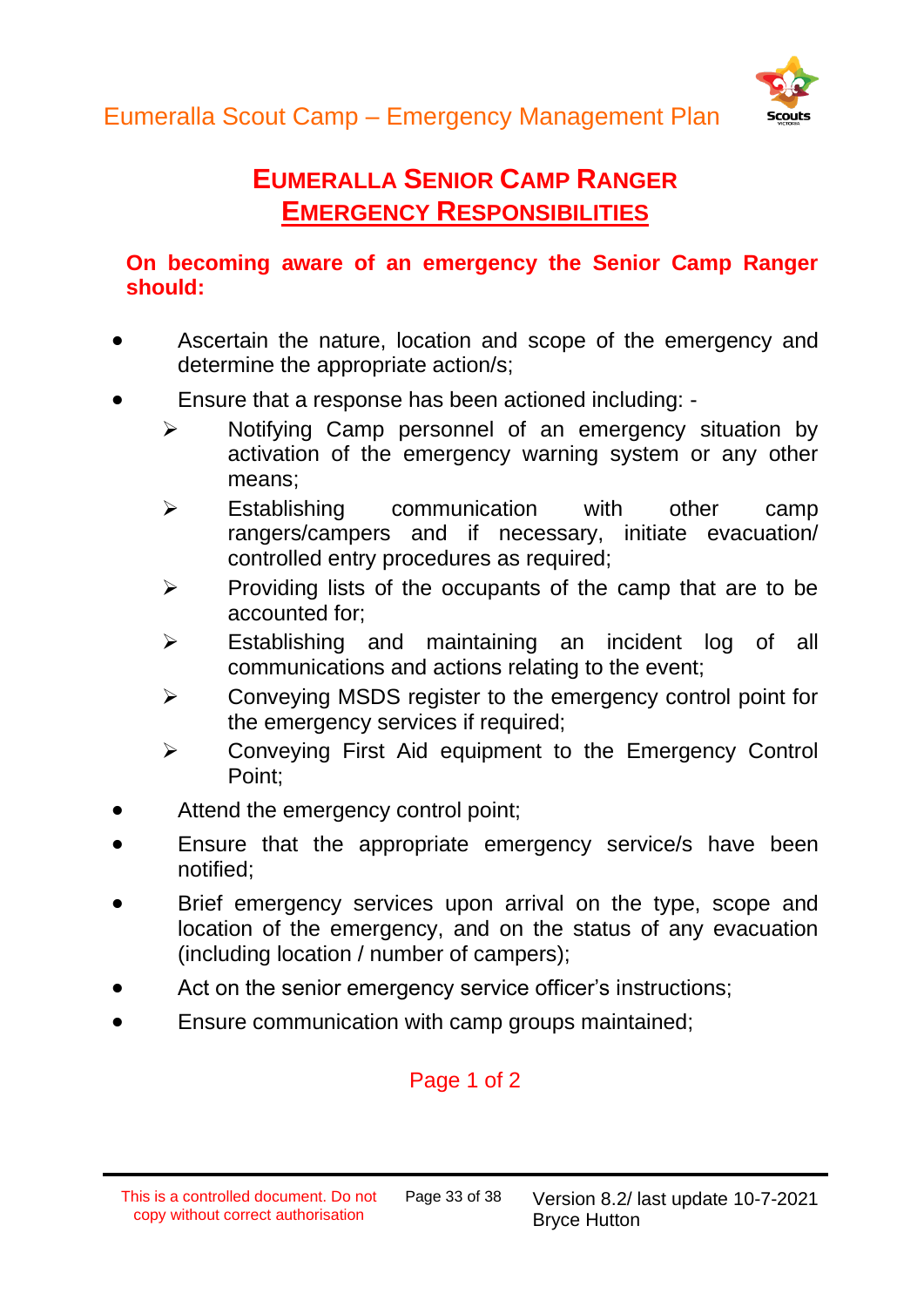# Eumeralla Senior Camp Ranger Emergency Responsibilities

**On becoming aware of an emergency the Senior Camp Ranger should:**

- Ascertain the nature, location and scope of the emergency and determine the appropriate action/s;
- Ensure that a response has been actioned including: -
    - Notifying Camp personnel of an emergency situation by activation of the emergency warning system or any other means;
    - Establishing communication with other camp rangers/campers and if necessary, initiate evacuation/ controlled entry procedures as required;
    - Providing lists of the occupants of the camp that are to be accounted for;
    - Establishing and maintaining an incident log of all communications and actions relating to the event;
    - Conveying MSDS register to the emergency control point for the emergency services if required;
    - Conveying First Aid equipment to the Emergency Control Point;
- Attend the emergency control point;
- Ensure that the appropriate emergency service/s have been notified;
- Brief emergency services upon arrival on the type, scope and location of the emergency, and on the status of any evacuation (including location / number of campers);
- Act on the senior emergency service officer's instructions;
- Ensure communication with camp groups maintained;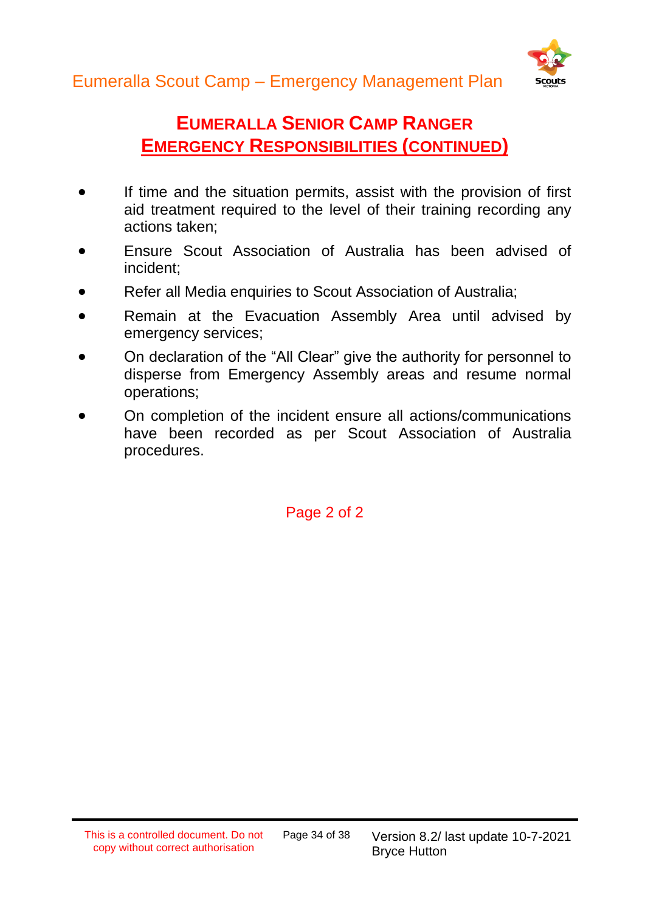## Eumeralla Senior Camp Ranger Emergency Responsibilities (continued)

- If time and the situation permits, assist with the provision of first aid treatment required to the level of their training recording any actions taken;
- Ensure Scout Association of Australia has been advised of incident;
- Refer all Media enquiries to Scout Association of Australia;
- Remain at the Evacuation Assembly Area until advised by emergency services;
- On declaration of the "All Clear" give the authority for personnel to disperse from Emergency Assembly areas and resume normal operations;
- On completion of the incident ensure all actions/communications have been recorded as per Scout Association of Australia procedures.

Page 2 of 2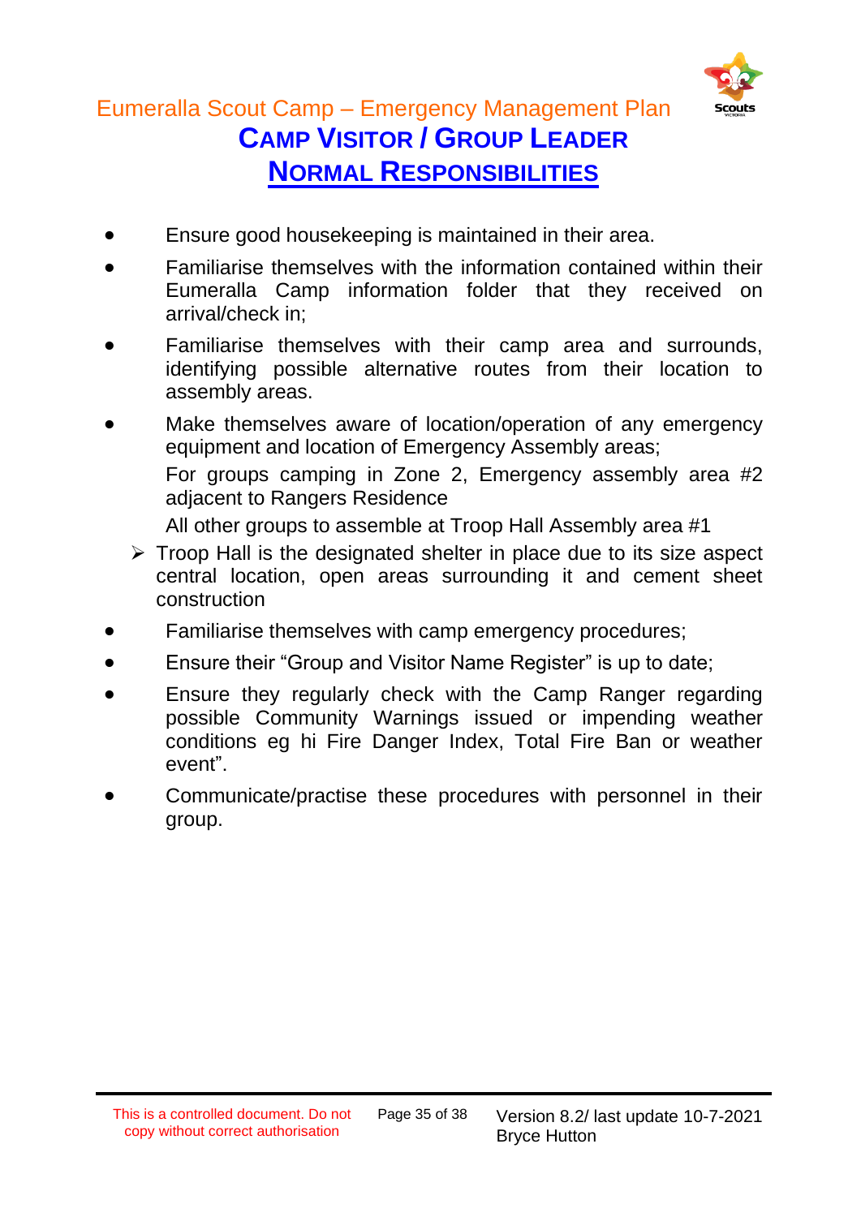# Eumeralla Scout Camp – Emergency Management Plan

## CAMP VISITOR / GROUP LEADER

## NORMAL RESPONSIBILITIES

- Ensure good housekeeping is maintained in their area.
- Familiarise themselves with the information contained within their Eumeralla Camp information folder that they received on arrival/check in;
- Familiarise themselves with their camp area and surrounds, identifying possible alternative routes from their location to assembly areas.
- Make themselves aware of location/operation of any emergency equipment and location of Emergency Assembly areas;

  For groups camping in Zone 2, Emergency assembly area #2 adjacent to Rangers Residence

  All other groups to assemble at Troop Hall Assembly area #1

  - Troop Hall is the designated shelter in place due to its size aspect central location, open areas surrounding it and cement sheet construction
- Familiarise themselves with camp emergency procedures;
- Ensure their "Group and Visitor Name Register" is up to date;
- Ensure they regularly check with the Camp Ranger regarding possible Community Warnings issued or impending weather conditions eg hi Fire Danger Index, Total Fire Ban or weather event".
- Communicate/practise these procedures with personnel in their group.

This is a controlled document. Do not copy without correct authorisation

Version 8.2/ last update 10-7-2021 Bryce Hutton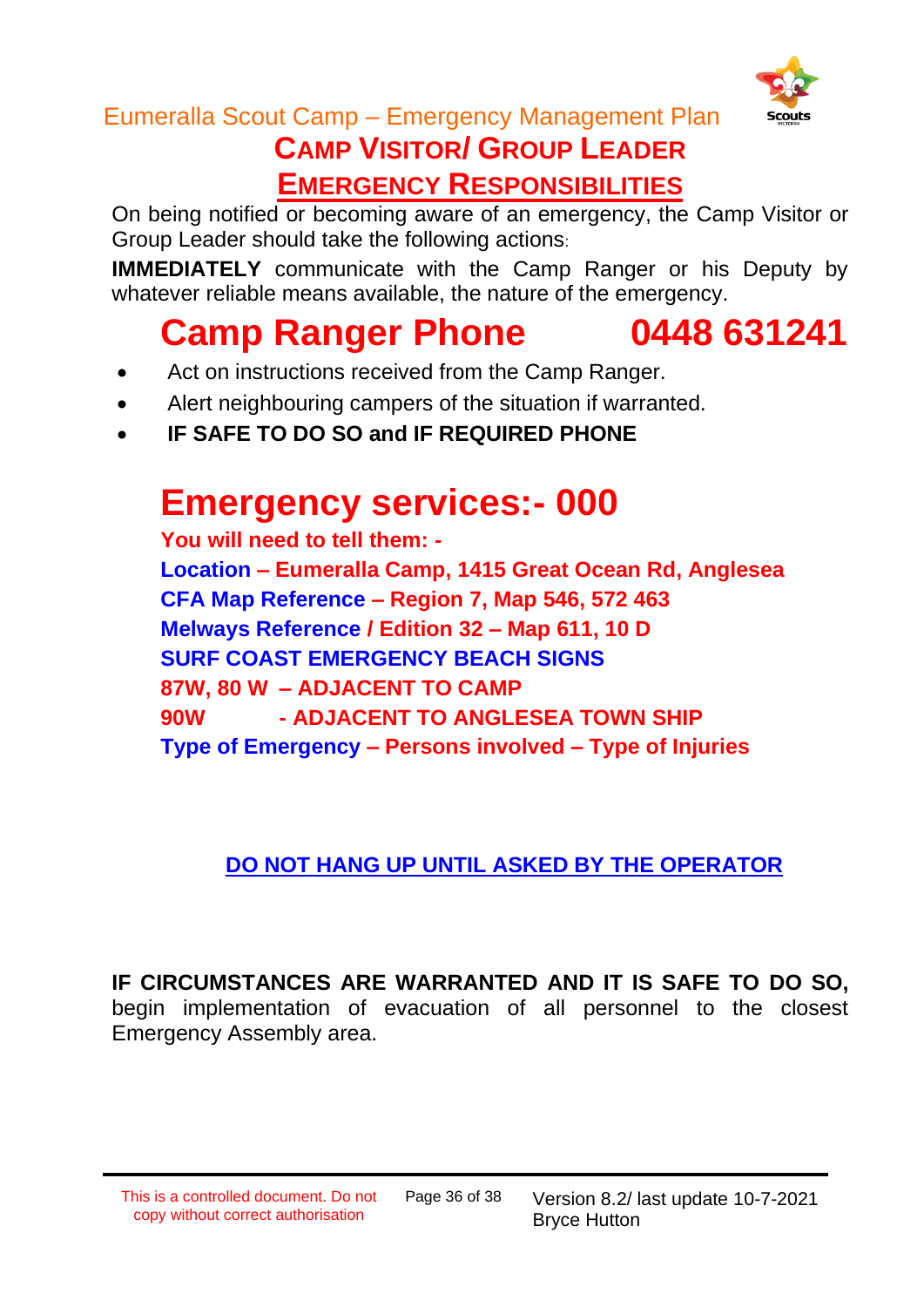Eumeralla Scout Camp – Emergency Management Plan

# CAMP VISITOR/ GROUP LEADER

## EMERGENCY RESPONSIBILITIES

On being notified or becoming aware of an emergency, the Camp Visitor or Group Leader should take the following actions:

**IMMEDIATELY** communicate with the Camp Ranger or his Deputy by whatever reliable means available, the nature of the emergency.

# Camp Ranger Phone 0448 631241

- Act on instructions received from the Camp Ranger.
- Alert neighbouring campers of the situation if warranted.
- **IF SAFE TO DO SO and IF REQUIRED PHONE**

# Emergency services:- 000

**You will need to tell them: -**

**Location – Eumeralla Camp, 1415 Great Ocean Rd, Anglesea**

**CFA Map Reference – Region 7, Map 546, 572 463**

**Melways Reference / Edition 32 – Map 611, 10 D**

**SURF COAST EMERGENCY BEACH SIGNS**

**87W, 80 W – ADJACENT TO CAMP**

**90W - ADJACENT TO ANGLESEA TOWN SHIP**

**Type of Emergency – Persons involved – Type of Injuries**

**DO NOT HANG UP UNTIL ASKED BY THE OPERATOR**

**IF CIRCUMSTANCES ARE WARRANTED AND IT IS SAFE TO DO SO,** begin implementation of evacuation of all personnel to the closest Emergency Assembly area.

This is a controlled document. Do not copy without correct authorisation

Version 8.2/ last update 10-7-2021 Bryce Hutton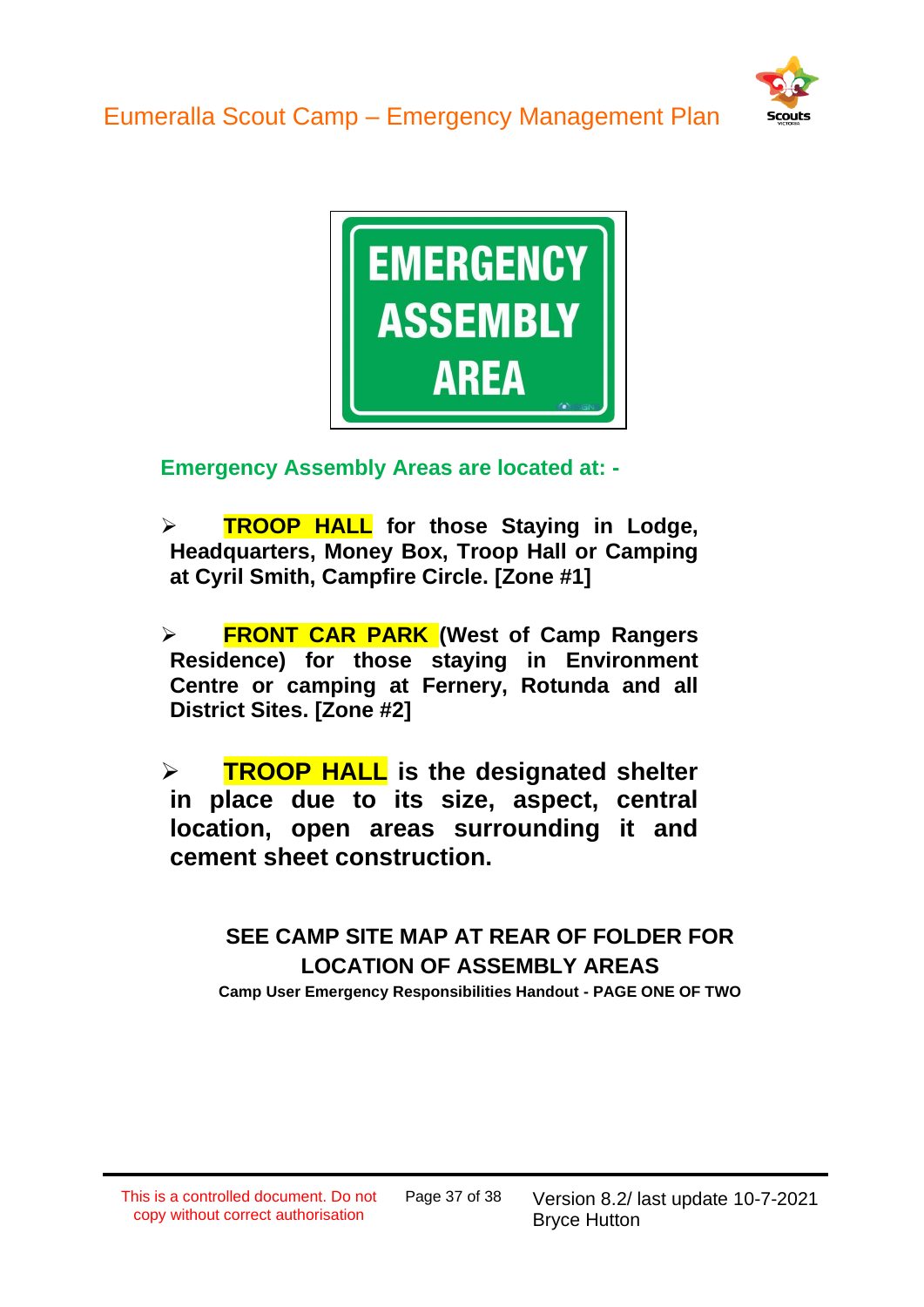# EMERGENCY ASSEMBLY AREA

**Emergency Assembly Areas are located at: -**

- **TROOP HALL for those Staying in Lodge, Headquarters, Money Box, Troop Hall or Camping at Cyril Smith, Campfire Circle. [Zone #1]**

- **FRONT CAR PARK (West of Camp Rangers Residence) for those staying in Environment Centre or camping at Fernery, Rotunda and all District Sites. [Zone #2]**

- **TROOP HALL is the designated shelter in place due to its size, aspect, central location, open areas surrounding it and cement sheet construction.**

**SEE CAMP SITE MAP AT REAR OF FOLDER FOR LOCATION OF ASSEMBLY AREAS**

**Camp User Emergency Responsibilities Handout - PAGE ONE OF TWO**

This is a controlled document. Do not copy without correct authorisation

Version 8.2/ last update 10-7-2021 Bryce Hutton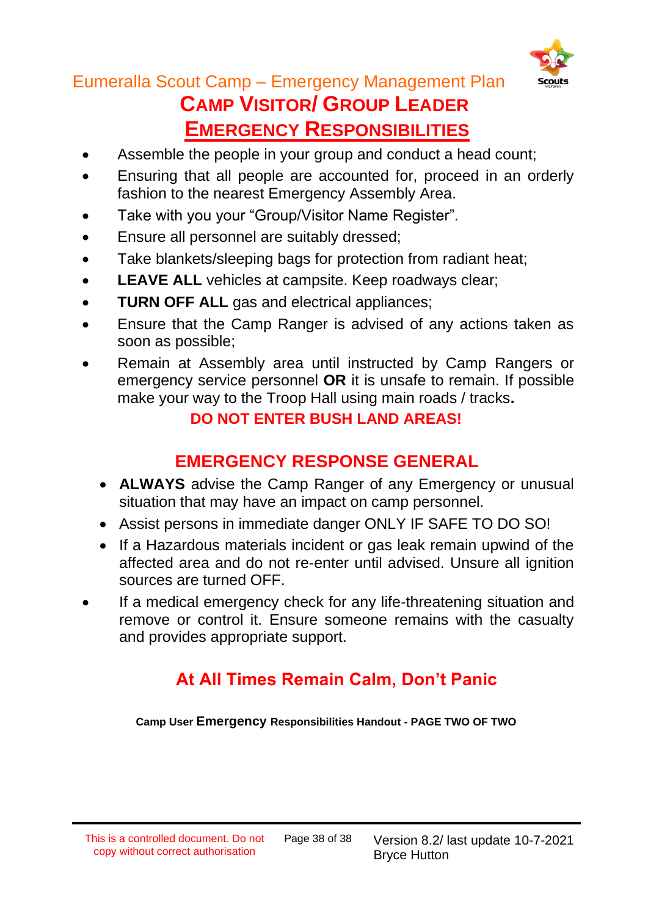Eumeralla Scout Camp – Emergency Management Plan

# CAMP VISITOR/ GROUP LEADER EMERGENCY RESPONSIBILITIES

- Assemble the people in your group and conduct a head count;
- Ensuring that all people are accounted for, proceed in an orderly fashion to the nearest Emergency Assembly Area.
- Take with you your "Group/Visitor Name Register".
- Ensure all personnel are suitably dressed;
- Take blankets/sleeping bags for protection from radiant heat;
- **LEAVE ALL** vehicles at campsite. Keep roadways clear;
- **TURN OFF ALL** gas and electrical appliances;
- Ensure that the Camp Ranger is advised of any actions taken as soon as possible;
- Remain at Assembly area until instructed by Camp Rangers or emergency service personnel **OR** it is unsafe to remain. If possible make your way to the Troop Hall using main roads / tracks**.**

**DO NOT ENTER BUSH LAND AREAS!**

## EMERGENCY RESPONSE GENERAL

- **ALWAYS** advise the Camp Ranger of any Emergency or unusual situation that may have an impact on camp personnel.
- Assist persons in immediate danger ONLY IF SAFE TO DO SO!
- If a Hazardous materials incident or gas leak remain upwind of the affected area and do not re-enter until advised. Unsure all ignition sources are turned OFF.
- If a medical emergency check for any life-threatening situation and remove or control it. Ensure someone remains with the casualty and provides appropriate support.

## At All Times Remain Calm, Don't Panic

**Camp User Emergency Responsibilities Handout - PAGE TWO OF TWO**

This is a controlled document. Do not copy without correct authorisation

Version 8.2/ last update 10-7-2021 Bryce Hutton